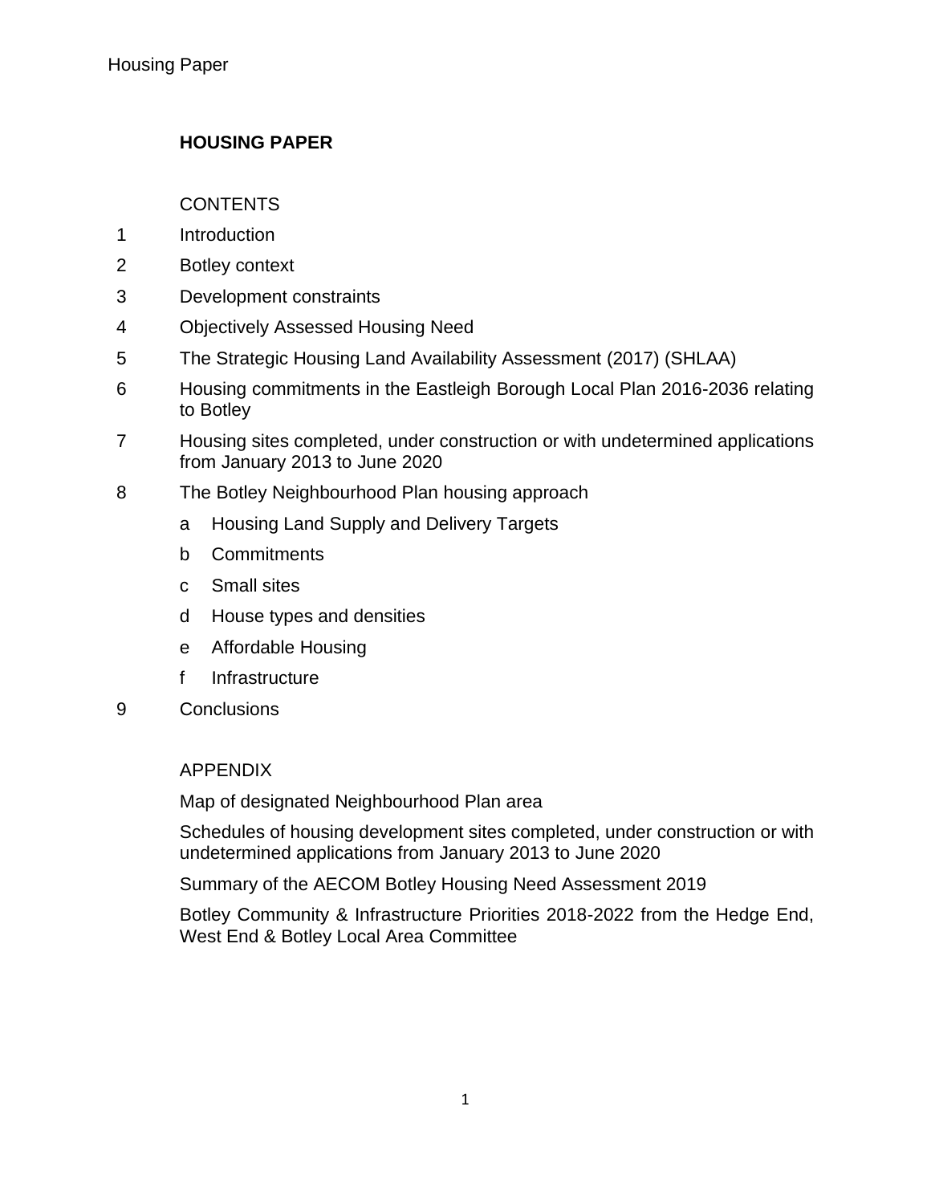# HOUSING PAPER

CONTENTS

1 Introduction

2 Botley context

3 Development constraints

4 Objectively Assessed Housing Need

5 The Strategic Housing Land Availability Assessment (2017) (SHLAA)

6 Housing commitments in the Eastleigh Borough Local Plan 2016-2036 relating to Botley

7 Housing sites completed, under construction or with undetermined applications from January 2013 to June 2020

8 The Botley Neighbourhood Plan housing approach

- a Housing Land Supply and Delivery Targets
- b Commitments
- c Small sites
- d House types and densities
- e Affordable Housing
- f Infrastructure

9 Conclusions

APPENDIX

Map of designated Neighbourhood Plan area

Schedules of housing development sites completed, under construction or with undetermined applications from January 2013 to June 2020

Summary of the AECOM Botley Housing Need Assessment 2019

Botley Community & Infrastructure Priorities 2018-2022 from the Hedge End, West End & Botley Local Area Committee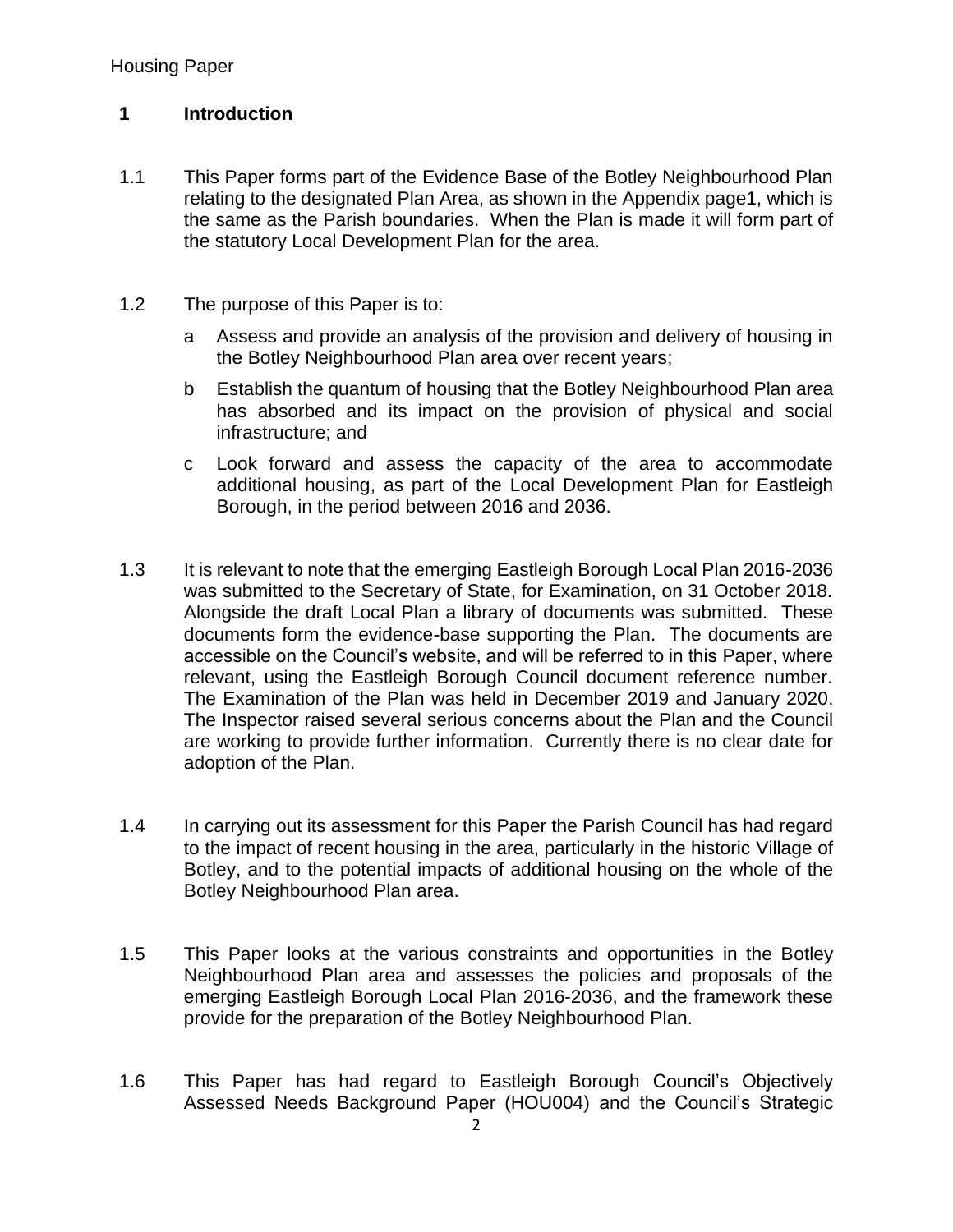## 1 Introduction

1.1 This Paper forms part of the Evidence Base of the Botley Neighbourhood Plan relating to the designated Plan Area, as shown in the Appendix page1, which is the same as the Parish boundaries. When the Plan is made it will form part of the statutory Local Development Plan for the area.

1.2 The purpose of this Paper is to:

a Assess and provide an analysis of the provision and delivery of housing in the Botley Neighbourhood Plan area over recent years;

b Establish the quantum of housing that the Botley Neighbourhood Plan area has absorbed and its impact on the provision of physical and social infrastructure; and

c Look forward and assess the capacity of the area to accommodate additional housing, as part of the Local Development Plan for Eastleigh Borough, in the period between 2016 and 2036.

1.3 It is relevant to note that the emerging Eastleigh Borough Local Plan 2016-2036 was submitted to the Secretary of State, for Examination, on 31 October 2018. Alongside the draft Local Plan a library of documents was submitted. These documents form the evidence-base supporting the Plan. The documents are accessible on the Council's website, and will be referred to in this Paper, where relevant, using the Eastleigh Borough Council document reference number. The Examination of the Plan was held in December 2019 and January 2020. The Inspector raised several serious concerns about the Plan and the Council are working to provide further information. Currently there is no clear date for adoption of the Plan.

1.4 In carrying out its assessment for this Paper the Parish Council has had regard to the impact of recent housing in the area, particularly in the historic Village of Botley, and to the potential impacts of additional housing on the whole of the Botley Neighbourhood Plan area.

1.5 This Paper looks at the various constraints and opportunities in the Botley Neighbourhood Plan area and assesses the policies and proposals of the emerging Eastleigh Borough Local Plan 2016-2036, and the framework these provide for the preparation of the Botley Neighbourhood Plan.

1.6 This Paper has had regard to Eastleigh Borough Council's Objectively Assessed Needs Background Paper (HOU004) and the Council's Strategic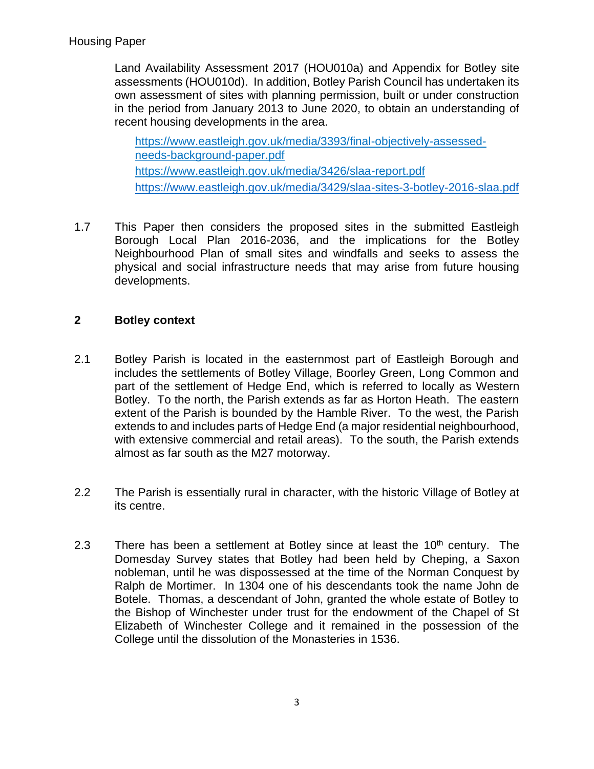Land Availability Assessment 2017 (HOU010a) and Appendix for Botley site assessments (HOU010d). In addition, Botley Parish Council has undertaken its own assessment of sites with planning permission, built or under construction in the period from January 2013 to June 2020, to obtain an understanding of recent housing developments in the area.

https://www.eastleigh.gov.uk/media/3393/final-objectively-assessed-needs-background-paper.pdf
https://www.eastleigh.gov.uk/media/3426/slaa-report.pdf
https://www.eastleigh.gov.uk/media/3429/slaa-sites-3-botley-2016-slaa.pdf

1.7 This Paper then considers the proposed sites in the submitted Eastleigh Borough Local Plan 2016-2036, and the implications for the Botley Neighbourhood Plan of small sites and windfalls and seeks to assess the physical and social infrastructure needs that may arise from future housing developments.

## 2 Botley context

2.1 Botley Parish is located in the easternmost part of Eastleigh Borough and includes the settlements of Botley Village, Boorley Green, Long Common and part of the settlement of Hedge End, which is referred to locally as Western Botley. To the north, the Parish extends as far as Horton Heath. The eastern extent of the Parish is bounded by the Hamble River. To the west, the Parish extends to and includes parts of Hedge End (a major residential neighbourhood, with extensive commercial and retail areas). To the south, the Parish extends almost as far south as the M27 motorway.

2.2 The Parish is essentially rural in character, with the historic Village of Botley at its centre.

2.3 There has been a settlement at Botley since at least the 10th century. The Domesday Survey states that Botley had been held by Cheping, a Saxon nobleman, until he was dispossessed at the time of the Norman Conquest by Ralph de Mortimer. In 1304 one of his descendants took the name John de Botele. Thomas, a descendant of John, granted the whole estate of Botley to the Bishop of Winchester under trust for the endowment of the Chapel of St Elizabeth of Winchester College and it remained in the possession of the College until the dissolution of the Monasteries in 1536.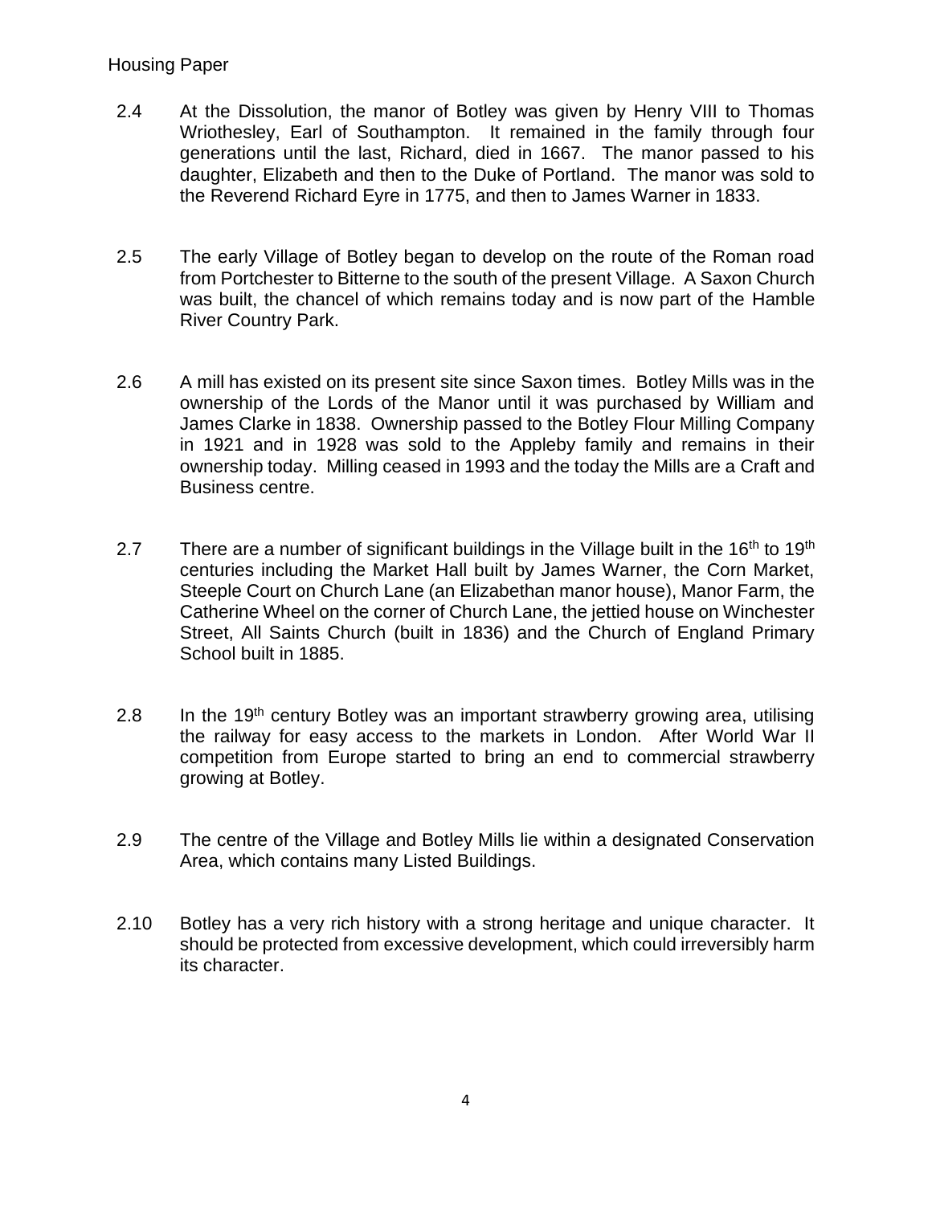2.4 At the Dissolution, the manor of Botley was given by Henry VIII to Thomas Wriothesley, Earl of Southampton. It remained in the family through four generations until the last, Richard, died in 1667. The manor passed to his daughter, Elizabeth and then to the Duke of Portland. The manor was sold to the Reverend Richard Eyre in 1775, and then to James Warner in 1833.

2.5 The early Village of Botley began to develop on the route of the Roman road from Portchester to Bitterne to the south of the present Village. A Saxon Church was built, the chancel of which remains today and is now part of the Hamble River Country Park.

2.6 A mill has existed on its present site since Saxon times. Botley Mills was in the ownership of the Lords of the Manor until it was purchased by William and James Clarke in 1838. Ownership passed to the Botley Flour Milling Company in 1921 and in 1928 was sold to the Appleby family and remains in their ownership today. Milling ceased in 1993 and the today the Mills are a Craft and Business centre.

2.7 There are a number of significant buildings in the Village built in the 16th to 19th centuries including the Market Hall built by James Warner, the Corn Market, Steeple Court on Church Lane (an Elizabethan manor house), Manor Farm, the Catherine Wheel on the corner of Church Lane, the jettied house on Winchester Street, All Saints Church (built in 1836) and the Church of England Primary School built in 1885.

2.8 In the 19th century Botley was an important strawberry growing area, utilising the railway for easy access to the markets in London. After World War II competition from Europe started to bring an end to commercial strawberry growing at Botley.

2.9 The centre of the Village and Botley Mills lie within a designated Conservation Area, which contains many Listed Buildings.

2.10 Botley has a very rich history with a strong heritage and unique character. It should be protected from excessive development, which could irreversibly harm its character.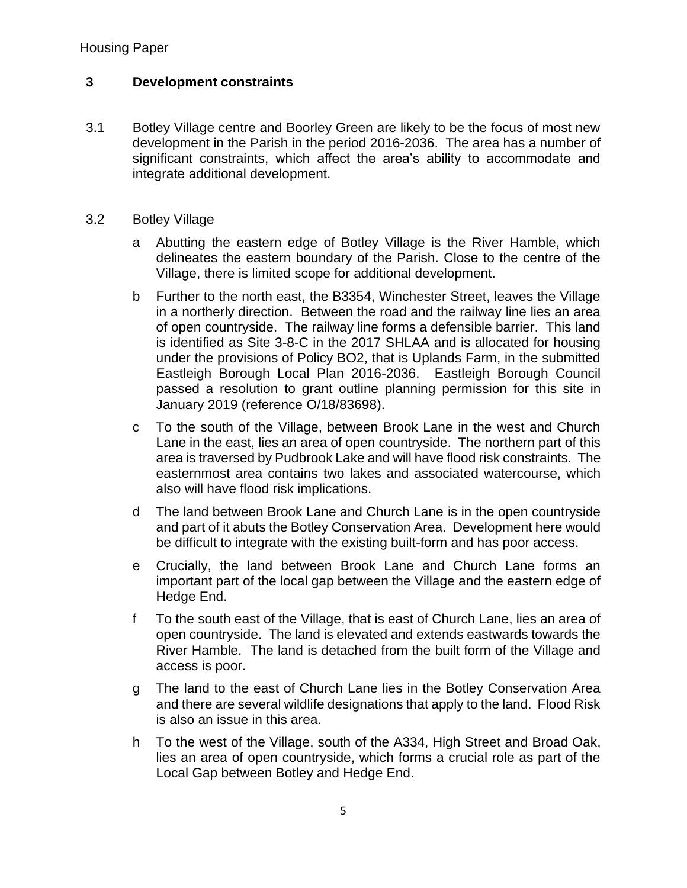## 3 Development constraints

3.1 Botley Village centre and Boorley Green are likely to be the focus of most new development in the Parish in the period 2016-2036. The area has a number of significant constraints, which affect the area's ability to accommodate and integrate additional development.

3.2 Botley Village

a Abutting the eastern edge of Botley Village is the River Hamble, which delineates the eastern boundary of the Parish. Close to the centre of the Village, there is limited scope for additional development.

b Further to the north east, the B3354, Winchester Street, leaves the Village in a northerly direction. Between the road and the railway line lies an area of open countryside. The railway line forms a defensible barrier. This land is identified as Site 3-8-C in the 2017 SHLAA and is allocated for housing under the provisions of Policy BO2, that is Uplands Farm, in the submitted Eastleigh Borough Local Plan 2016-2036. Eastleigh Borough Council passed a resolution to grant outline planning permission for this site in January 2019 (reference O/18/83698).

c To the south of the Village, between Brook Lane in the west and Church Lane in the east, lies an area of open countryside. The northern part of this area is traversed by Pudbrook Lake and will have flood risk constraints. The easternmost area contains two lakes and associated watercourse, which also will have flood risk implications.

d The land between Brook Lane and Church Lane is in the open countryside and part of it abuts the Botley Conservation Area. Development here would be difficult to integrate with the existing built-form and has poor access.

e Crucially, the land between Brook Lane and Church Lane forms an important part of the local gap between the Village and the eastern edge of Hedge End.

f To the south east of the Village, that is east of Church Lane, lies an area of open countryside. The land is elevated and extends eastwards towards the River Hamble. The land is detached from the built form of the Village and access is poor.

g The land to the east of Church Lane lies in the Botley Conservation Area and there are several wildlife designations that apply to the land. Flood Risk is also an issue in this area.

h To the west of the Village, south of the A334, High Street and Broad Oak, lies an area of open countryside, which forms a crucial role as part of the Local Gap between Botley and Hedge End.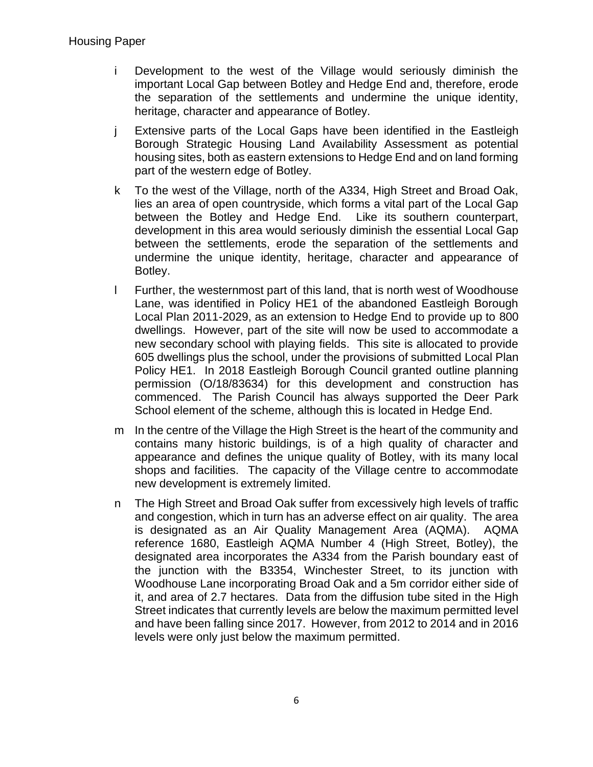i Development to the west of the Village would seriously diminish the important Local Gap between Botley and Hedge End and, therefore, erode the separation of the settlements and undermine the unique identity, heritage, character and appearance of Botley.

j Extensive parts of the Local Gaps have been identified in the Eastleigh Borough Strategic Housing Land Availability Assessment as potential housing sites, both as eastern extensions to Hedge End and on land forming part of the western edge of Botley.

k To the west of the Village, north of the A334, High Street and Broad Oak, lies an area of open countryside, which forms a vital part of the Local Gap between the Botley and Hedge End. Like its southern counterpart, development in this area would seriously diminish the essential Local Gap between the settlements, erode the separation of the settlements and undermine the unique identity, heritage, character and appearance of Botley.

l Further, the westernmost part of this land, that is north west of Woodhouse Lane, was identified in Policy HE1 of the abandoned Eastleigh Borough Local Plan 2011-2029, as an extension to Hedge End to provide up to 800 dwellings. However, part of the site will now be used to accommodate a new secondary school with playing fields. This site is allocated to provide 605 dwellings plus the school, under the provisions of submitted Local Plan Policy HE1. In 2018 Eastleigh Borough Council granted outline planning permission (O/18/83634) for this development and construction has commenced. The Parish Council has always supported the Deer Park School element of the scheme, although this is located in Hedge End.

m In the centre of the Village the High Street is the heart of the community and contains many historic buildings, is of a high quality of character and appearance and defines the unique quality of Botley, with its many local shops and facilities. The capacity of the Village centre to accommodate new development is extremely limited.

n The High Street and Broad Oak suffer from excessively high levels of traffic and congestion, which in turn has an adverse effect on air quality. The area is designated as an Air Quality Management Area (AQMA). AQMA reference 1680, Eastleigh AQMA Number 4 (High Street, Botley), the designated area incorporates the A334 from the Parish boundary east of the junction with the B3354, Winchester Street, to its junction with Woodhouse Lane incorporating Broad Oak and a 5m corridor either side of it, and area of 2.7 hectares. Data from the diffusion tube sited in the High Street indicates that currently levels are below the maximum permitted level and have been falling since 2017. However, from 2012 to 2014 and in 2016 levels were only just below the maximum permitted.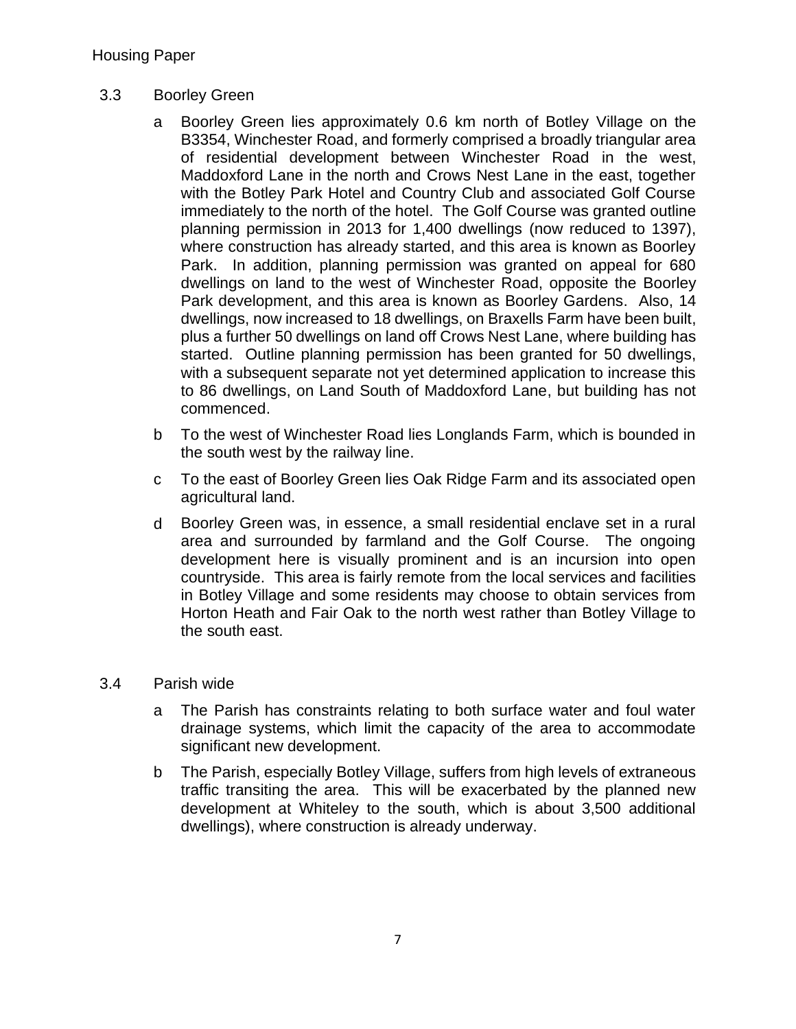## 3.3 Boorley Green

a Boorley Green lies approximately 0.6 km north of Botley Village on the B3354, Winchester Road, and formerly comprised a broadly triangular area of residential development between Winchester Road in the west, Maddoxford Lane in the north and Crows Nest Lane in the east, together with the Botley Park Hotel and Country Club and associated Golf Course immediately to the north of the hotel. The Golf Course was granted outline planning permission in 2013 for 1,400 dwellings (now reduced to 1397), where construction has already started, and this area is known as Boorley Park. In addition, planning permission was granted on appeal for 680 dwellings on land to the west of Winchester Road, opposite the Boorley Park development, and this area is known as Boorley Gardens. Also, 14 dwellings, now increased to 18 dwellings, on Braxells Farm have been built, plus a further 50 dwellings on land off Crows Nest Lane, where building has started. Outline planning permission has been granted for 50 dwellings, with a subsequent separate not yet determined application to increase this to 86 dwellings, on Land South of Maddoxford Lane, but building has not commenced.

b To the west of Winchester Road lies Longlands Farm, which is bounded in the south west by the railway line.

c To the east of Boorley Green lies Oak Ridge Farm and its associated open agricultural land.

d Boorley Green was, in essence, a small residential enclave set in a rural area and surrounded by farmland and the Golf Course. The ongoing development here is visually prominent and is an incursion into open countryside. This area is fairly remote from the local services and facilities in Botley Village and some residents may choose to obtain services from Horton Heath and Fair Oak to the north west rather than Botley Village to the south east.

## 3.4 Parish wide

a The Parish has constraints relating to both surface water and foul water drainage systems, which limit the capacity of the area to accommodate significant new development.

b The Parish, especially Botley Village, suffers from high levels of extraneous traffic transiting the area. This will be exacerbated by the planned new development at Whiteley to the south, which is about 3,500 additional dwellings), where construction is already underway.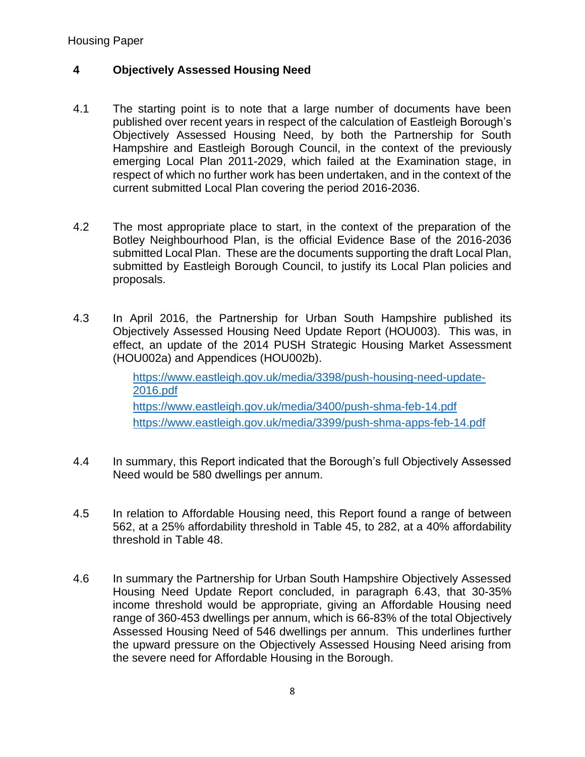## 4 Objectively Assessed Housing Need

4.1 The starting point is to note that a large number of documents have been published over recent years in respect of the calculation of Eastleigh Borough's Objectively Assessed Housing Need, by both the Partnership for South Hampshire and Eastleigh Borough Council, in the context of the previously emerging Local Plan 2011-2029, which failed at the Examination stage, in respect of which no further work has been undertaken, and in the context of the current submitted Local Plan covering the period 2016-2036.

4.2 The most appropriate place to start, in the context of the preparation of the Botley Neighbourhood Plan, is the official Evidence Base of the 2016-2036 submitted Local Plan. These are the documents supporting the draft Local Plan, submitted by Eastleigh Borough Council, to justify its Local Plan policies and proposals.

4.3 In April 2016, the Partnership for Urban South Hampshire published its Objectively Assessed Housing Need Update Report (HOU003). This was, in effect, an update of the 2014 PUSH Strategic Housing Market Assessment (HOU002a) and Appendices (HOU002b).

https://www.eastleigh.gov.uk/media/3398/push-housing-need-update-2016.pdf
https://www.eastleigh.gov.uk/media/3400/push-shma-feb-14.pdf
https://www.eastleigh.gov.uk/media/3399/push-shma-apps-feb-14.pdf

4.4 In summary, this Report indicated that the Borough's full Objectively Assessed Need would be 580 dwellings per annum.

4.5 In relation to Affordable Housing need, this Report found a range of between 562, at a 25% affordability threshold in Table 45, to 282, at a 40% affordability threshold in Table 48.

4.6 In summary the Partnership for Urban South Hampshire Objectively Assessed Housing Need Update Report concluded, in paragraph 6.43, that 30-35% income threshold would be appropriate, giving an Affordable Housing need range of 360-453 dwellings per annum, which is 66-83% of the total Objectively Assessed Housing Need of 546 dwellings per annum. This underlines further the upward pressure on the Objectively Assessed Housing Need arising from the severe need for Affordable Housing in the Borough.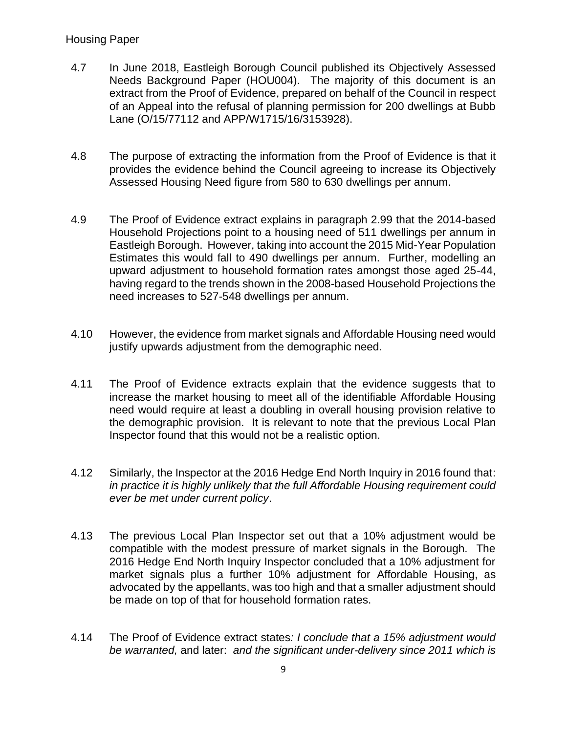4.7 In June 2018, Eastleigh Borough Council published its Objectively Assessed Needs Background Paper (HOU004). The majority of this document is an extract from the Proof of Evidence, prepared on behalf of the Council in respect of an Appeal into the refusal of planning permission for 200 dwellings at Bubb Lane (O/15/77112 and APP/W1715/16/3153928).

4.8 The purpose of extracting the information from the Proof of Evidence is that it provides the evidence behind the Council agreeing to increase its Objectively Assessed Housing Need figure from 580 to 630 dwellings per annum.

4.9 The Proof of Evidence extract explains in paragraph 2.99 that the 2014-based Household Projections point to a housing need of 511 dwellings per annum in Eastleigh Borough. However, taking into account the 2015 Mid-Year Population Estimates this would fall to 490 dwellings per annum. Further, modelling an upward adjustment to household formation rates amongst those aged 25-44, having regard to the trends shown in the 2008-based Household Projections the need increases to 527-548 dwellings per annum.

4.10 However, the evidence from market signals and Affordable Housing need would justify upwards adjustment from the demographic need.

4.11 The Proof of Evidence extracts explain that the evidence suggests that to increase the market housing to meet all of the identifiable Affordable Housing need would require at least a doubling in overall housing provision relative to the demographic provision. It is relevant to note that the previous Local Plan Inspector found that this would not be a realistic option.

4.12 Similarly, the Inspector at the 2016 Hedge End North Inquiry in 2016 found that: *in practice it is highly unlikely that the full Affordable Housing requirement could ever be met under current policy*.

4.13 The previous Local Plan Inspector set out that a 10% adjustment would be compatible with the modest pressure of market signals in the Borough. The 2016 Hedge End North Inquiry Inspector concluded that a 10% adjustment for market signals plus a further 10% adjustment for Affordable Housing, as advocated by the appellants, was too high and that a smaller adjustment should be made on top of that for household formation rates.

4.14 The Proof of Evidence extract states*: I conclude that a 15% adjustment would be warranted,* and later: *and the significant under-delivery since 2011 which is*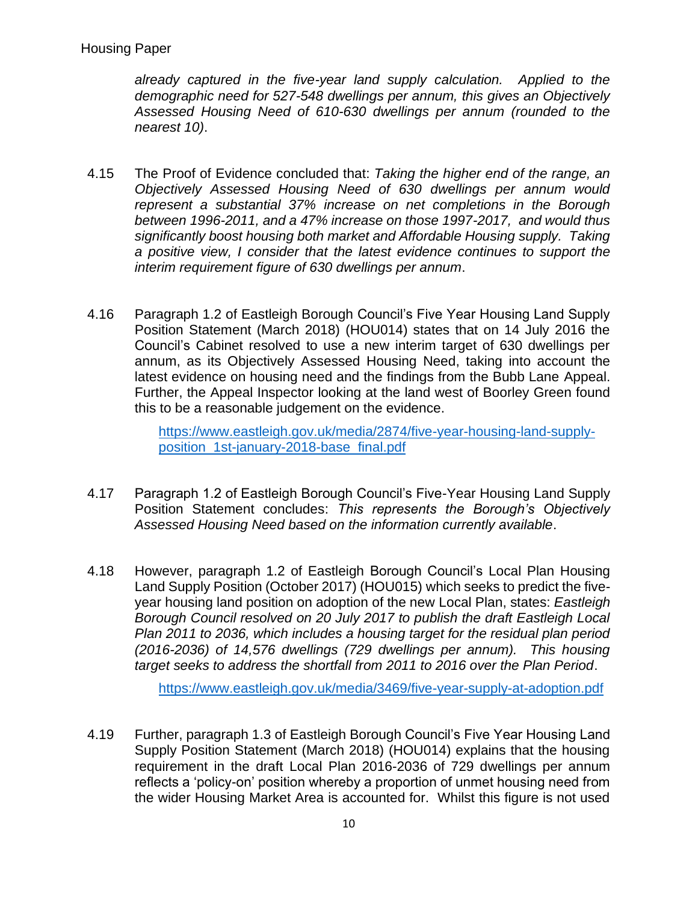*already captured in the five-year land supply calculation. Applied to the demographic need for 527-548 dwellings per annum, this gives an Objectively Assessed Housing Need of 610-630 dwellings per annum (rounded to the nearest 10)*.

4.15 The Proof of Evidence concluded that: *Taking the higher end of the range, an Objectively Assessed Housing Need of 630 dwellings per annum would represent a substantial 37% increase on net completions in the Borough between 1996-2011, and a 47% increase on those 1997-2017, and would thus significantly boost housing both market and Affordable Housing supply. Taking a positive view, I consider that the latest evidence continues to support the interim requirement figure of 630 dwellings per annum*.

4.16 Paragraph 1.2 of Eastleigh Borough Council's Five Year Housing Land Supply Position Statement (March 2018) (HOU014) states that on 14 July 2016 the Council's Cabinet resolved to use a new interim target of 630 dwellings per annum, as its Objectively Assessed Housing Need, taking into account the latest evidence on housing need and the findings from the Bubb Lane Appeal. Further, the Appeal Inspector looking at the land west of Boorley Green found this to be a reasonable judgement on the evidence.

[https://www.eastleigh.gov.uk/media/2874/five-year-housing-land-supply-position_1st-january-2018-base_final.pdf](https://www.eastleigh.gov.uk/media/2874/five-year-housing-land-supply-position_1st-january-2018-base_final.pdf)

4.17 Paragraph 1.2 of Eastleigh Borough Council's Five-Year Housing Land Supply Position Statement concludes: *This represents the Borough's Objectively Assessed Housing Need based on the information currently available*.

4.18 However, paragraph 1.2 of Eastleigh Borough Council's Local Plan Housing Land Supply Position (October 2017) (HOU015) which seeks to predict the five-year housing land position on adoption of the new Local Plan, states: *Eastleigh Borough Council resolved on 20 July 2017 to publish the draft Eastleigh Local Plan 2011 to 2036, which includes a housing target for the residual plan period (2016-2036) of 14,576 dwellings (729 dwellings per annum). This housing target seeks to address the shortfall from 2011 to 2016 over the Plan Period*.

[https://www.eastleigh.gov.uk/media/3469/five-year-supply-at-adoption.pdf](https://www.eastleigh.gov.uk/media/3469/five-year-supply-at-adoption.pdf)

4.19 Further, paragraph 1.3 of Eastleigh Borough Council's Five Year Housing Land Supply Position Statement (March 2018) (HOU014) explains that the housing requirement in the draft Local Plan 2016-2036 of 729 dwellings per annum reflects a 'policy-on' position whereby a proportion of unmet housing need from the wider Housing Market Area is accounted for. Whilst this figure is not used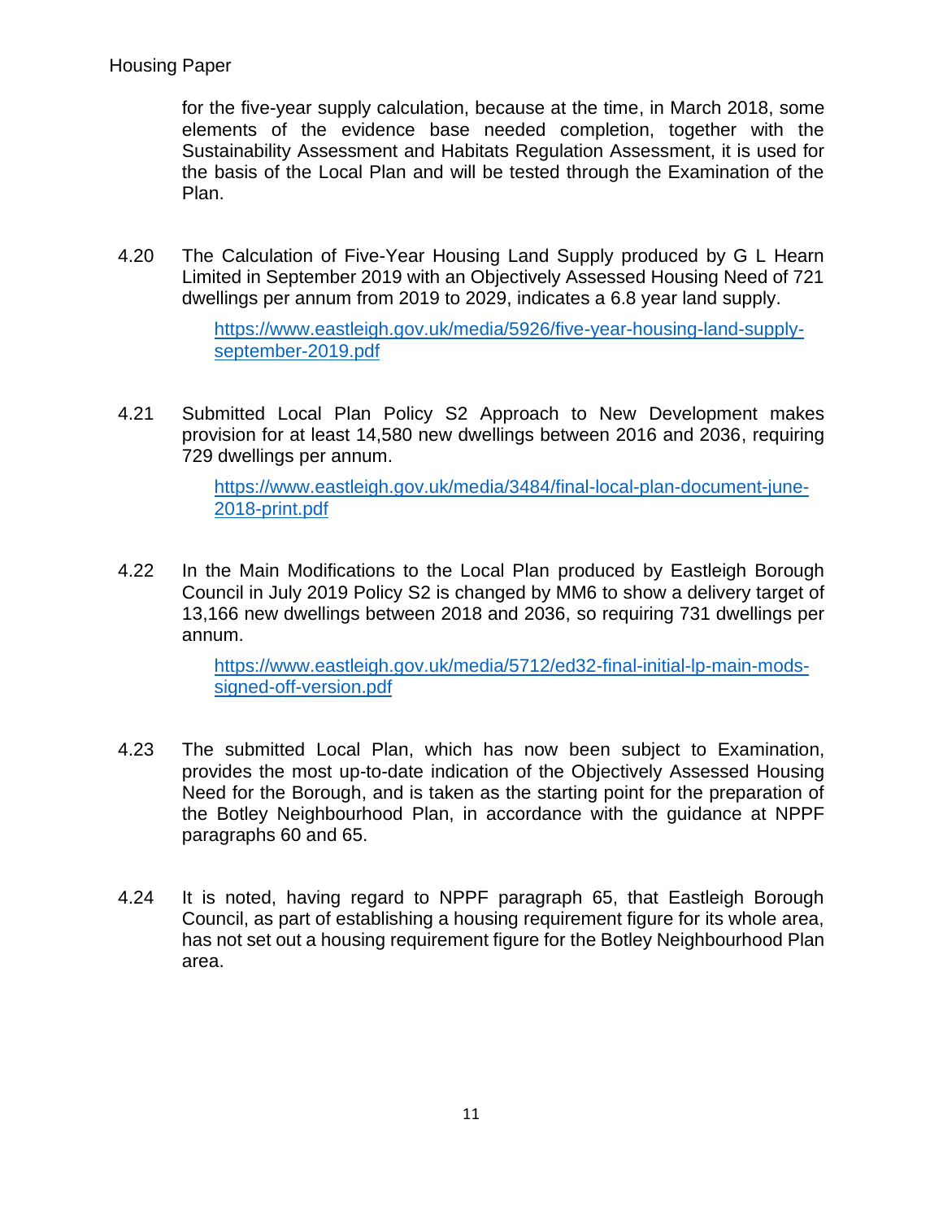for the five-year supply calculation, because at the time, in March 2018, some elements of the evidence base needed completion, together with the Sustainability Assessment and Habitats Regulation Assessment, it is used for the basis of the Local Plan and will be tested through the Examination of the Plan.

4.20 The Calculation of Five-Year Housing Land Supply produced by G L Hearn Limited in September 2019 with an Objectively Assessed Housing Need of 721 dwellings per annum from 2019 to 2029, indicates a 6.8 year land supply.

https://www.eastleigh.gov.uk/media/5926/five-year-housing-land-supply-september-2019.pdf

4.21 Submitted Local Plan Policy S2 Approach to New Development makes provision for at least 14,580 new dwellings between 2016 and 2036, requiring 729 dwellings per annum.

https://www.eastleigh.gov.uk/media/3484/final-local-plan-document-june-2018-print.pdf

4.22 In the Main Modifications to the Local Plan produced by Eastleigh Borough Council in July 2019 Policy S2 is changed by MM6 to show a delivery target of 13,166 new dwellings between 2018 and 2036, so requiring 731 dwellings per annum.

https://www.eastleigh.gov.uk/media/5712/ed32-final-initial-lp-main-mods-signed-off-version.pdf

4.23 The submitted Local Plan, which has now been subject to Examination, provides the most up-to-date indication of the Objectively Assessed Housing Need for the Borough, and is taken as the starting point for the preparation of the Botley Neighbourhood Plan, in accordance with the guidance at NPPF paragraphs 60 and 65.

4.24 It is noted, having regard to NPPF paragraph 65, that Eastleigh Borough Council, as part of establishing a housing requirement figure for its whole area, has not set out a housing requirement figure for the Botley Neighbourhood Plan area.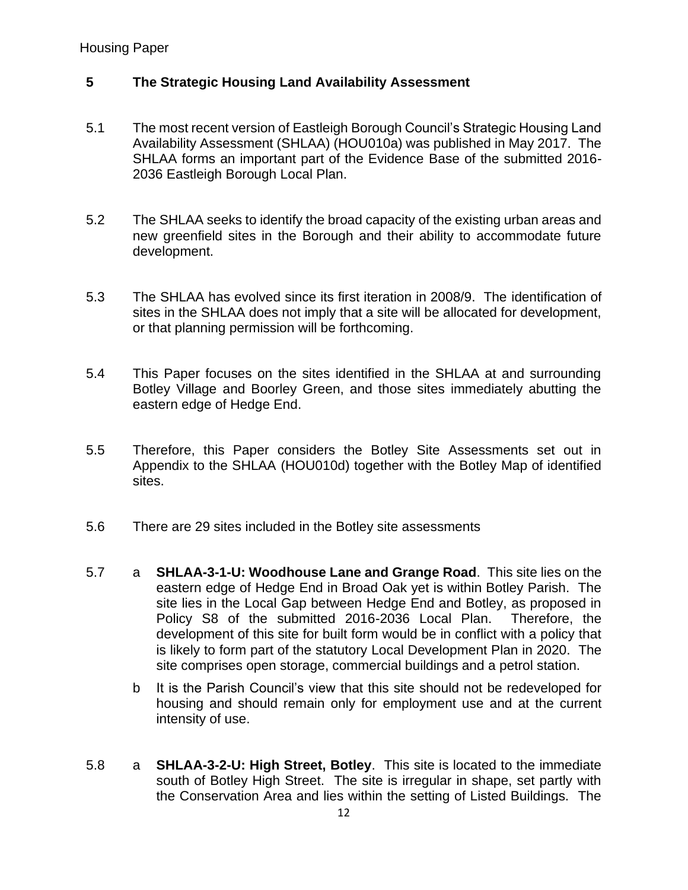## 5 The Strategic Housing Land Availability Assessment

5.1 The most recent version of Eastleigh Borough Council's Strategic Housing Land Availability Assessment (SHLAA) (HOU010a) was published in May 2017. The SHLAA forms an important part of the Evidence Base of the submitted 2016-2036 Eastleigh Borough Local Plan.

5.2 The SHLAA seeks to identify the broad capacity of the existing urban areas and new greenfield sites in the Borough and their ability to accommodate future development.

5.3 The SHLAA has evolved since its first iteration in 2008/9. The identification of sites in the SHLAA does not imply that a site will be allocated for development, or that planning permission will be forthcoming.

5.4 This Paper focuses on the sites identified in the SHLAA at and surrounding Botley Village and Boorley Green, and those sites immediately abutting the eastern edge of Hedge End.

5.5 Therefore, this Paper considers the Botley Site Assessments set out in Appendix to the SHLAA (HOU010d) together with the Botley Map of identified sites.

5.6 There are 29 sites included in the Botley site assessments

5.7 a **SHLAA-3-1-U: Woodhouse Lane and Grange Road**. This site lies on the eastern edge of Hedge End in Broad Oak yet is within Botley Parish. The site lies in the Local Gap between Hedge End and Botley, as proposed in Policy S8 of the submitted 2016-2036 Local Plan. Therefore, the development of this site for built form would be in conflict with a policy that is likely to form part of the statutory Local Development Plan in 2020. The site comprises open storage, commercial buildings and a petrol station.

b It is the Parish Council's view that this site should not be redeveloped for housing and should remain only for employment use and at the current intensity of use.

5.8 a **SHLAA-3-2-U: High Street, Botley**. This site is located to the immediate south of Botley High Street. The site is irregular in shape, set partly with the Conservation Area and lies within the setting of Listed Buildings. The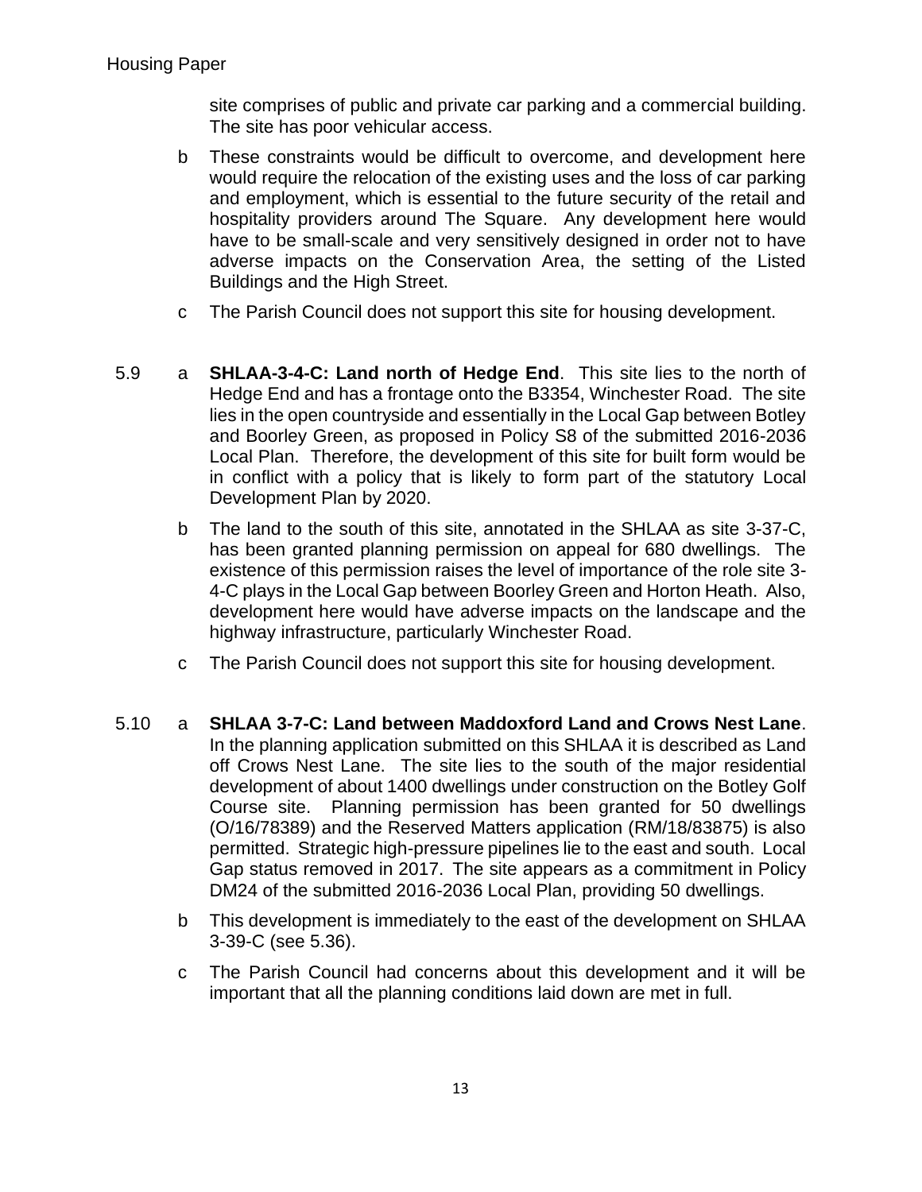site comprises of public and private car parking and a commercial building. The site has poor vehicular access.

b These constraints would be difficult to overcome, and development here would require the relocation of the existing uses and the loss of car parking and employment, which is essential to the future security of the retail and hospitality providers around The Square. Any development here would have to be small-scale and very sensitively designed in order not to have adverse impacts on the Conservation Area, the setting of the Listed Buildings and the High Street.

c The Parish Council does not support this site for housing development.

5.9 a **SHLAA-3-4-C: Land north of Hedge End**. This site lies to the north of Hedge End and has a frontage onto the B3354, Winchester Road. The site lies in the open countryside and essentially in the Local Gap between Botley and Boorley Green, as proposed in Policy S8 of the submitted 2016-2036 Local Plan. Therefore, the development of this site for built form would be in conflict with a policy that is likely to form part of the statutory Local Development Plan by 2020.

b The land to the south of this site, annotated in the SHLAA as site 3-37-C, has been granted planning permission on appeal for 680 dwellings. The existence of this permission raises the level of importance of the role site 3-4-C plays in the Local Gap between Boorley Green and Horton Heath. Also, development here would have adverse impacts on the landscape and the highway infrastructure, particularly Winchester Road.

c The Parish Council does not support this site for housing development.

5.10 a **SHLAA 3-7-C: Land between Maddoxford Land and Crows Nest Lane**. In the planning application submitted on this SHLAA it is described as Land off Crows Nest Lane. The site lies to the south of the major residential development of about 1400 dwellings under construction on the Botley Golf Course site. Planning permission has been granted for 50 dwellings (O/16/78389) and the Reserved Matters application (RM/18/83875) is also permitted. Strategic high-pressure pipelines lie to the east and south. Local Gap status removed in 2017. The site appears as a commitment in Policy DM24 of the submitted 2016-2036 Local Plan, providing 50 dwellings.

b This development is immediately to the east of the development on SHLAA 3-39-C (see 5.36).

c The Parish Council had concerns about this development and it will be important that all the planning conditions laid down are met in full.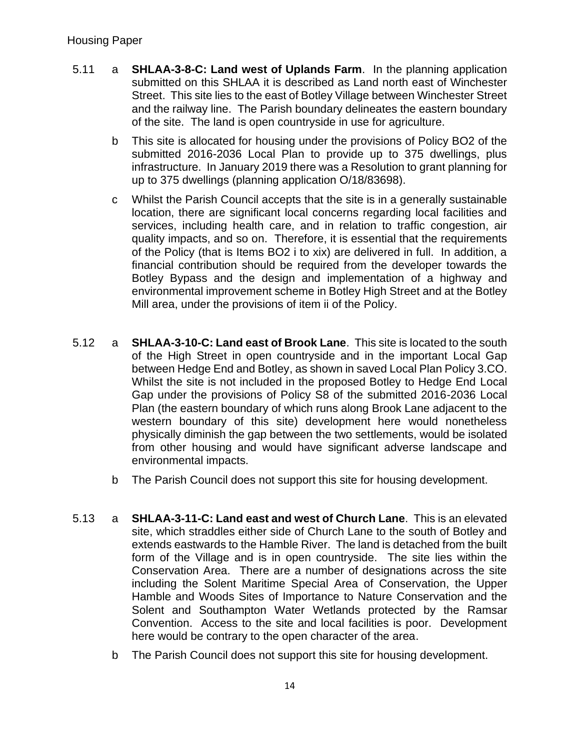5.11 a **SHLAA-3-8-C: Land west of Uplands Farm**. In the planning application submitted on this SHLAA it is described as Land north east of Winchester Street. This site lies to the east of Botley Village between Winchester Street and the railway line. The Parish boundary delineates the eastern boundary of the site. The land is open countryside in use for agriculture.

b This site is allocated for housing under the provisions of Policy BO2 of the submitted 2016-2036 Local Plan to provide up to 375 dwellings, plus infrastructure. In January 2019 there was a Resolution to grant planning for up to 375 dwellings (planning application O/18/83698).

c Whilst the Parish Council accepts that the site is in a generally sustainable location, there are significant local concerns regarding local facilities and services, including health care, and in relation to traffic congestion, air quality impacts, and so on. Therefore, it is essential that the requirements of the Policy (that is Items BO2 i to xix) are delivered in full. In addition, a financial contribution should be required from the developer towards the Botley Bypass and the design and implementation of a highway and environmental improvement scheme in Botley High Street and at the Botley Mill area, under the provisions of item ii of the Policy.

5.12 a **SHLAA-3-10-C: Land east of Brook Lane**. This site is located to the south of the High Street in open countryside and in the important Local Gap between Hedge End and Botley, as shown in saved Local Plan Policy 3.CO. Whilst the site is not included in the proposed Botley to Hedge End Local Gap under the provisions of Policy S8 of the submitted 2016-2036 Local Plan (the eastern boundary of which runs along Brook Lane adjacent to the western boundary of this site) development here would nonetheless physically diminish the gap between the two settlements, would be isolated from other housing and would have significant adverse landscape and environmental impacts.

b The Parish Council does not support this site for housing development.

5.13 a **SHLAA-3-11-C: Land east and west of Church Lane**. This is an elevated site, which straddles either side of Church Lane to the south of Botley and extends eastwards to the Hamble River. The land is detached from the built form of the Village and is in open countryside. The site lies within the Conservation Area. There are a number of designations across the site including the Solent Maritime Special Area of Conservation, the Upper Hamble and Woods Sites of Importance to Nature Conservation and the Solent and Southampton Water Wetlands protected by the Ramsar Convention. Access to the site and local facilities is poor. Development here would be contrary to the open character of the area.

b The Parish Council does not support this site for housing development.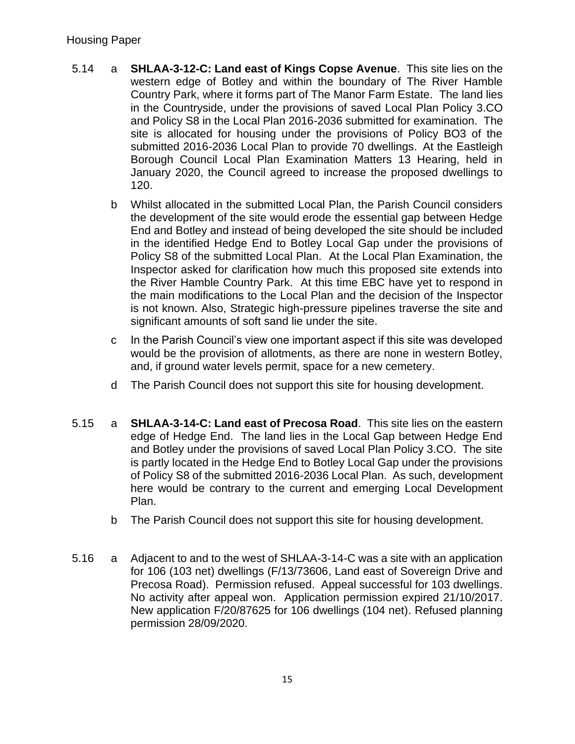5.14 a **SHLAA-3-12-C: Land east of Kings Copse Avenue**. This site lies on the western edge of Botley and within the boundary of The River Hamble Country Park, where it forms part of The Manor Farm Estate. The land lies in the Countryside, under the provisions of saved Local Plan Policy 3.CO and Policy S8 in the Local Plan 2016-2036 submitted for examination. The site is allocated for housing under the provisions of Policy BO3 of the submitted 2016-2036 Local Plan to provide 70 dwellings. At the Eastleigh Borough Council Local Plan Examination Matters 13 Hearing, held in January 2020, the Council agreed to increase the proposed dwellings to 120.

b Whilst allocated in the submitted Local Plan, the Parish Council considers the development of the site would erode the essential gap between Hedge End and Botley and instead of being developed the site should be included in the identified Hedge End to Botley Local Gap under the provisions of Policy S8 of the submitted Local Plan. At the Local Plan Examination, the Inspector asked for clarification how much this proposed site extends into the River Hamble Country Park. At this time EBC have yet to respond in the main modifications to the Local Plan and the decision of the Inspector is not known. Also, Strategic high-pressure pipelines traverse the site and significant amounts of soft sand lie under the site.

c In the Parish Council's view one important aspect if this site was developed would be the provision of allotments, as there are none in western Botley, and, if ground water levels permit, space for a new cemetery.

d The Parish Council does not support this site for housing development.

5.15 a **SHLAA-3-14-C: Land east of Precosa Road**. This site lies on the eastern edge of Hedge End. The land lies in the Local Gap between Hedge End and Botley under the provisions of saved Local Plan Policy 3.CO. The site is partly located in the Hedge End to Botley Local Gap under the provisions of Policy S8 of the submitted 2016-2036 Local Plan. As such, development here would be contrary to the current and emerging Local Development Plan.

b The Parish Council does not support this site for housing development.

5.16 a Adjacent to and to the west of SHLAA-3-14-C was a site with an application for 106 (103 net) dwellings (F/13/73606, Land east of Sovereign Drive and Precosa Road). Permission refused. Appeal successful for 103 dwellings. No activity after appeal won. Application permission expired 21/10/2017. New application F/20/87625 for 106 dwellings (104 net). Refused planning permission 28/09/2020.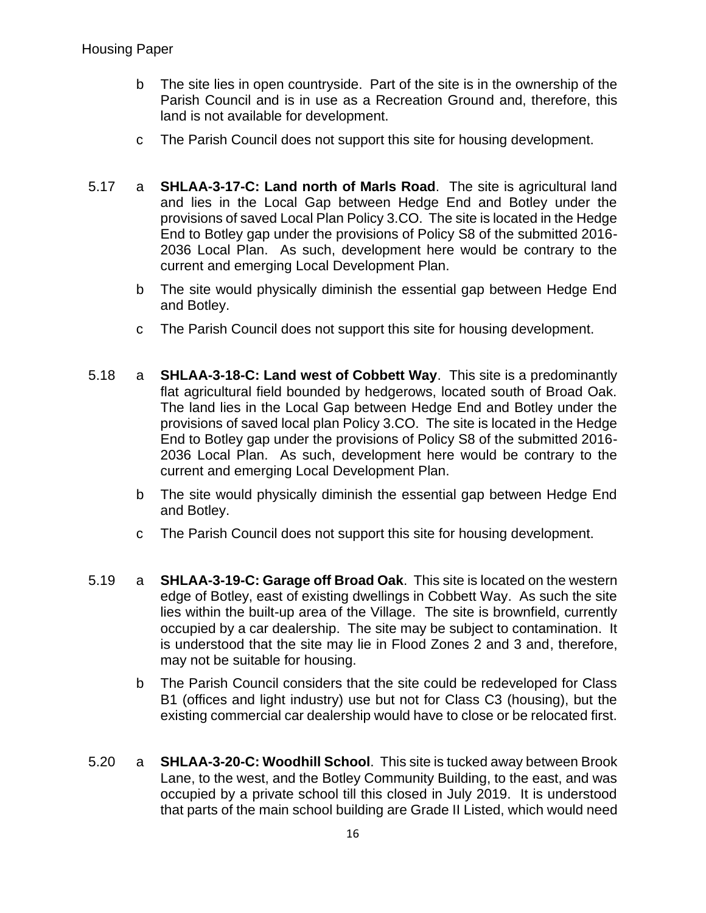b The site lies in open countryside. Part of the site is in the ownership of the Parish Council and is in use as a Recreation Ground and, therefore, this land is not available for development.

c The Parish Council does not support this site for housing development.

5.17 a **SHLAA-3-17-C: Land north of Marls Road**. The site is agricultural land and lies in the Local Gap between Hedge End and Botley under the provisions of saved Local Plan Policy 3.CO. The site is located in the Hedge End to Botley gap under the provisions of Policy S8 of the submitted 2016-2036 Local Plan. As such, development here would be contrary to the current and emerging Local Development Plan.

b The site would physically diminish the essential gap between Hedge End and Botley.

c The Parish Council does not support this site for housing development.

5.18 a **SHLAA-3-18-C: Land west of Cobbett Way**. This site is a predominantly flat agricultural field bounded by hedgerows, located south of Broad Oak. The land lies in the Local Gap between Hedge End and Botley under the provisions of saved local plan Policy 3.CO. The site is located in the Hedge End to Botley gap under the provisions of Policy S8 of the submitted 2016-2036 Local Plan. As such, development here would be contrary to the current and emerging Local Development Plan.

b The site would physically diminish the essential gap between Hedge End and Botley.

c The Parish Council does not support this site for housing development.

5.19 a **SHLAA-3-19-C: Garage off Broad Oak**. This site is located on the western edge of Botley, east of existing dwellings in Cobbett Way. As such the site lies within the built-up area of the Village. The site is brownfield, currently occupied by a car dealership. The site may be subject to contamination. It is understood that the site may lie in Flood Zones 2 and 3 and, therefore, may not be suitable for housing.

b The Parish Council considers that the site could be redeveloped for Class B1 (offices and light industry) use but not for Class C3 (housing), but the existing commercial car dealership would have to close or be relocated first.

5.20 a **SHLAA-3-20-C: Woodhill School**. This site is tucked away between Brook Lane, to the west, and the Botley Community Building, to the east, and was occupied by a private school till this closed in July 2019. It is understood that parts of the main school building are Grade II Listed, which would need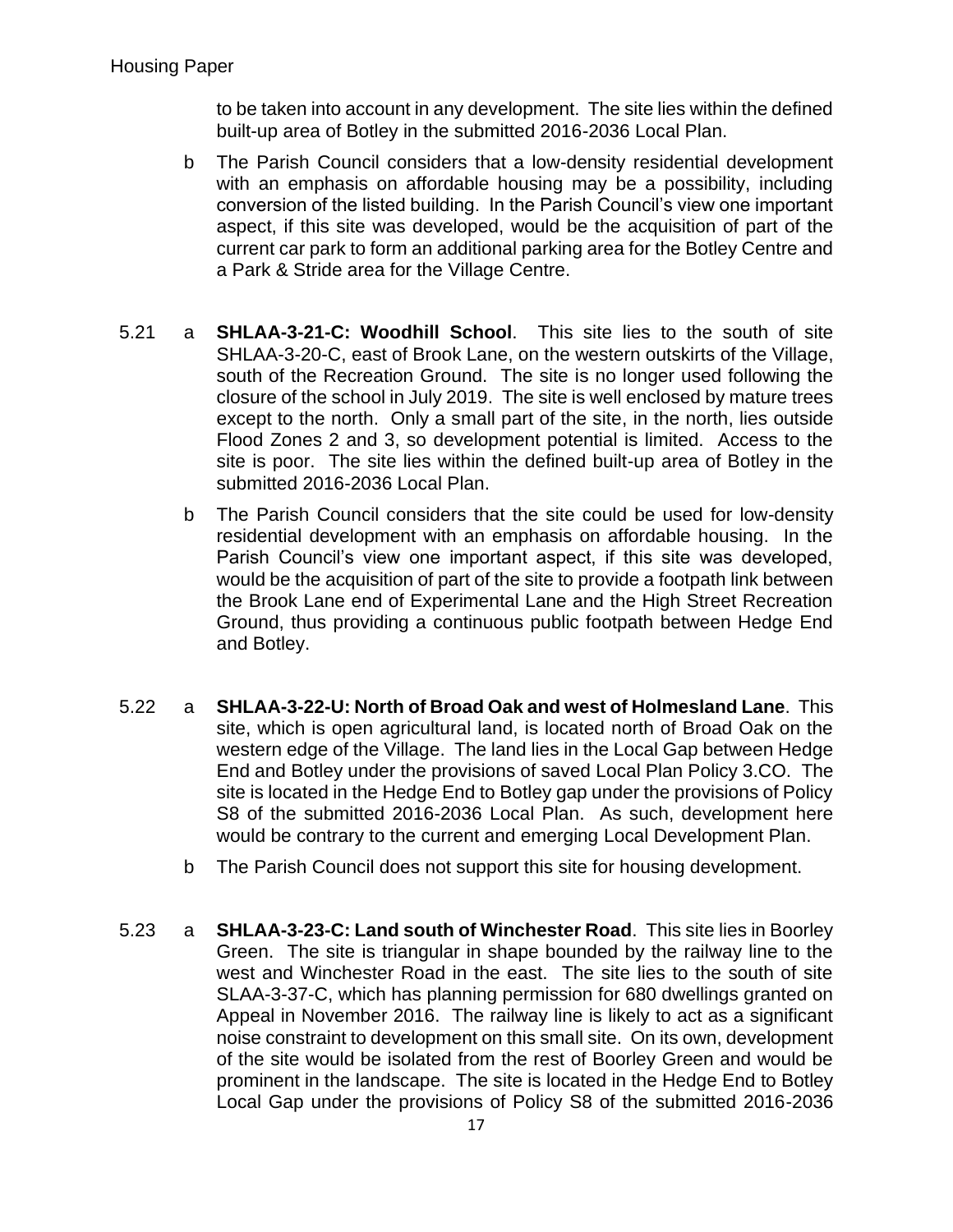to be taken into account in any development. The site lies within the defined built-up area of Botley in the submitted 2016-2036 Local Plan.

b The Parish Council considers that a low-density residential development with an emphasis on affordable housing may be a possibility, including conversion of the listed building. In the Parish Council's view one important aspect, if this site was developed, would be the acquisition of part of the current car park to form an additional parking area for the Botley Centre and a Park & Stride area for the Village Centre.

5.21 a **SHLAA-3-21-C: Woodhill School**. This site lies to the south of site SHLAA-3-20-C, east of Brook Lane, on the western outskirts of the Village, south of the Recreation Ground. The site is no longer used following the closure of the school in July 2019. The site is well enclosed by mature trees except to the north. Only a small part of the site, in the north, lies outside Flood Zones 2 and 3, so development potential is limited. Access to the site is poor. The site lies within the defined built-up area of Botley in the submitted 2016-2036 Local Plan.

b The Parish Council considers that the site could be used for low-density residential development with an emphasis on affordable housing. In the Parish Council's view one important aspect, if this site was developed, would be the acquisition of part of the site to provide a footpath link between the Brook Lane end of Experimental Lane and the High Street Recreation Ground, thus providing a continuous public footpath between Hedge End and Botley.

5.22 a **SHLAA-3-22-U: North of Broad Oak and west of Holmesland Lane**. This site, which is open agricultural land, is located north of Broad Oak on the western edge of the Village. The land lies in the Local Gap between Hedge End and Botley under the provisions of saved Local Plan Policy 3.CO. The site is located in the Hedge End to Botley gap under the provisions of Policy S8 of the submitted 2016-2036 Local Plan. As such, development here would be contrary to the current and emerging Local Development Plan.

b The Parish Council does not support this site for housing development.

5.23 a **SHLAA-3-23-C: Land south of Winchester Road**. This site lies in Boorley Green. The site is triangular in shape bounded by the railway line to the west and Winchester Road in the east. The site lies to the south of site SLAA-3-37-C, which has planning permission for 680 dwellings granted on Appeal in November 2016. The railway line is likely to act as a significant noise constraint to development on this small site. On its own, development of the site would be isolated from the rest of Boorley Green and would be prominent in the landscape. The site is located in the Hedge End to Botley Local Gap under the provisions of Policy S8 of the submitted 2016-2036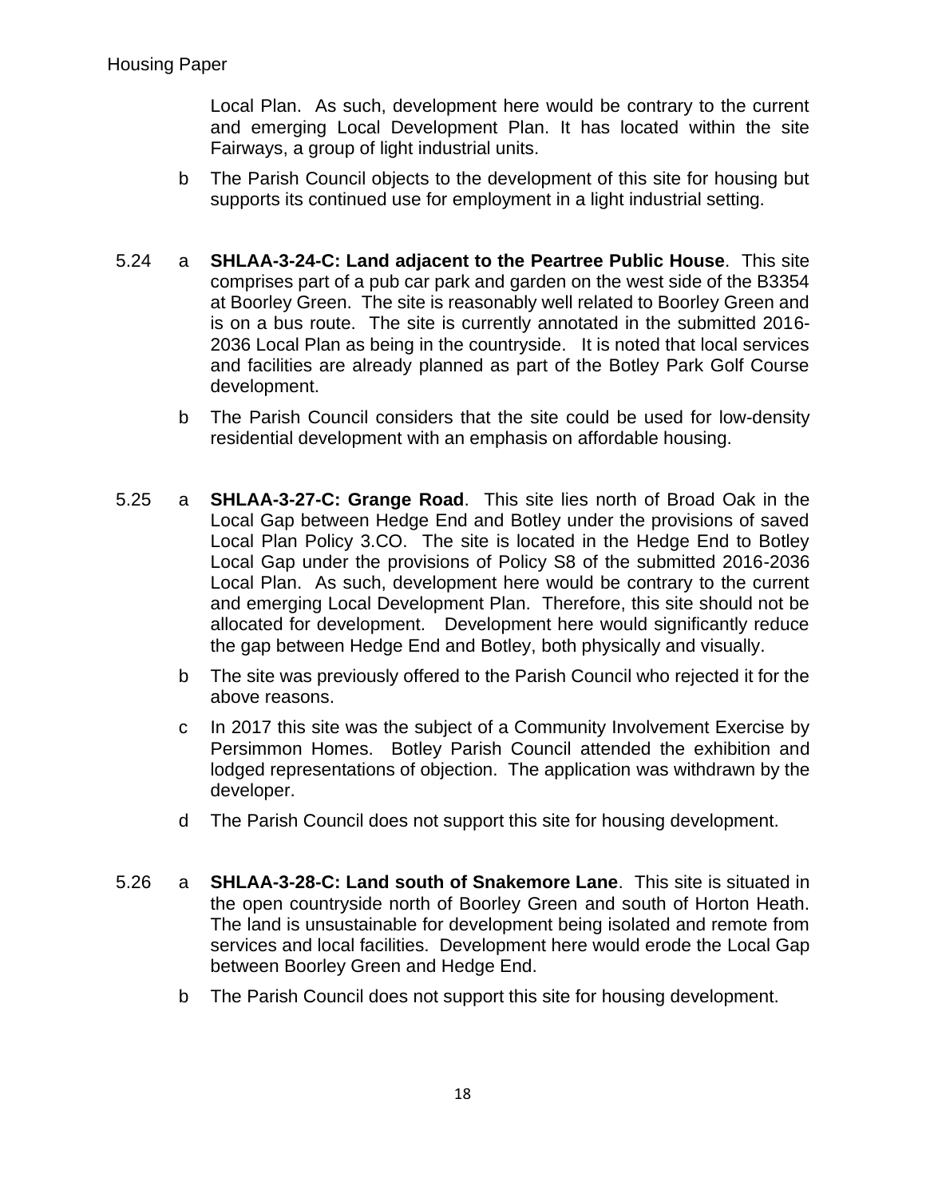Local Plan. As such, development here would be contrary to the current and emerging Local Development Plan. It has located within the site Fairways, a group of light industrial units.

b The Parish Council objects to the development of this site for housing but supports its continued use for employment in a light industrial setting.

5.24 a **SHLAA-3-24-C: Land adjacent to the Peartree Public House**. This site comprises part of a pub car park and garden on the west side of the B3354 at Boorley Green. The site is reasonably well related to Boorley Green and is on a bus route. The site is currently annotated in the submitted 2016-2036 Local Plan as being in the countryside. It is noted that local services and facilities are already planned as part of the Botley Park Golf Course development.

b The Parish Council considers that the site could be used for low-density residential development with an emphasis on affordable housing.

5.25 a **SHLAA-3-27-C: Grange Road**. This site lies north of Broad Oak in the Local Gap between Hedge End and Botley under the provisions of saved Local Plan Policy 3.CO. The site is located in the Hedge End to Botley Local Gap under the provisions of Policy S8 of the submitted 2016-2036 Local Plan. As such, development here would be contrary to the current and emerging Local Development Plan. Therefore, this site should not be allocated for development. Development here would significantly reduce the gap between Hedge End and Botley, both physically and visually.

b The site was previously offered to the Parish Council who rejected it for the above reasons.

c In 2017 this site was the subject of a Community Involvement Exercise by Persimmon Homes. Botley Parish Council attended the exhibition and lodged representations of objection. The application was withdrawn by the developer.

d The Parish Council does not support this site for housing development.

5.26 a **SHLAA-3-28-C: Land south of Snakemore Lane**. This site is situated in the open countryside north of Boorley Green and south of Horton Heath. The land is unsustainable for development being isolated and remote from services and local facilities. Development here would erode the Local Gap between Boorley Green and Hedge End.

b The Parish Council does not support this site for housing development.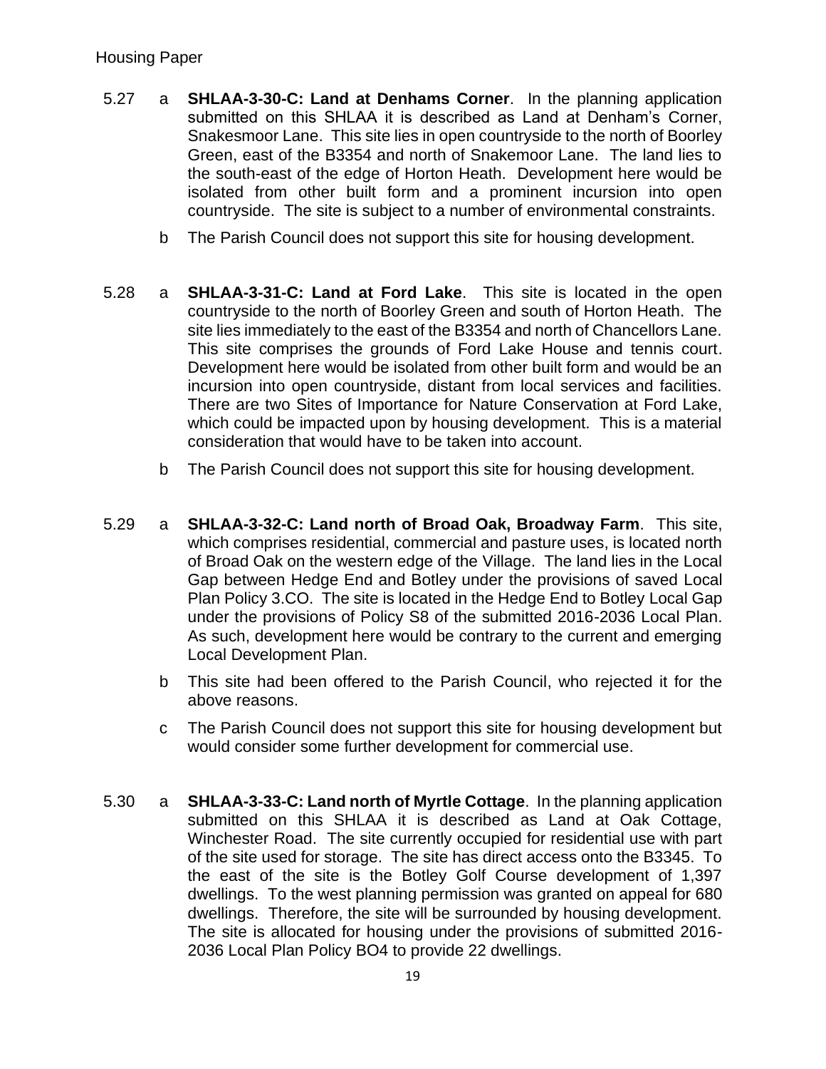5.27 a **SHLAA-3-30-C: Land at Denhams Corner**. In the planning application submitted on this SHLAA it is described as Land at Denham's Corner, Snakesmoor Lane. This site lies in open countryside to the north of Boorley Green, east of the B3354 and north of Snakemoor Lane. The land lies to the south-east of the edge of Horton Heath. Development here would be isolated from other built form and a prominent incursion into open countryside. The site is subject to a number of environmental constraints.

b The Parish Council does not support this site for housing development.

5.28 a **SHLAA-3-31-C: Land at Ford Lake**. This site is located in the open countryside to the north of Boorley Green and south of Horton Heath. The site lies immediately to the east of the B3354 and north of Chancellors Lane. This site comprises the grounds of Ford Lake House and tennis court. Development here would be isolated from other built form and would be an incursion into open countryside, distant from local services and facilities. There are two Sites of Importance for Nature Conservation at Ford Lake, which could be impacted upon by housing development. This is a material consideration that would have to be taken into account.

b The Parish Council does not support this site for housing development.

5.29 a **SHLAA-3-32-C: Land north of Broad Oak, Broadway Farm**. This site, which comprises residential, commercial and pasture uses, is located north of Broad Oak on the western edge of the Village. The land lies in the Local Gap between Hedge End and Botley under the provisions of saved Local Plan Policy 3.CO. The site is located in the Hedge End to Botley Local Gap under the provisions of Policy S8 of the submitted 2016-2036 Local Plan. As such, development here would be contrary to the current and emerging Local Development Plan.

b This site had been offered to the Parish Council, who rejected it for the above reasons.

c The Parish Council does not support this site for housing development but would consider some further development for commercial use.

5.30 a **SHLAA-3-33-C: Land north of Myrtle Cottage**. In the planning application submitted on this SHLAA it is described as Land at Oak Cottage, Winchester Road. The site currently occupied for residential use with part of the site used for storage. The site has direct access onto the B3345. To the east of the site is the Botley Golf Course development of 1,397 dwellings. To the west planning permission was granted on appeal for 680 dwellings. Therefore, the site will be surrounded by housing development. The site is allocated for housing under the provisions of submitted 2016-2036 Local Plan Policy BO4 to provide 22 dwellings.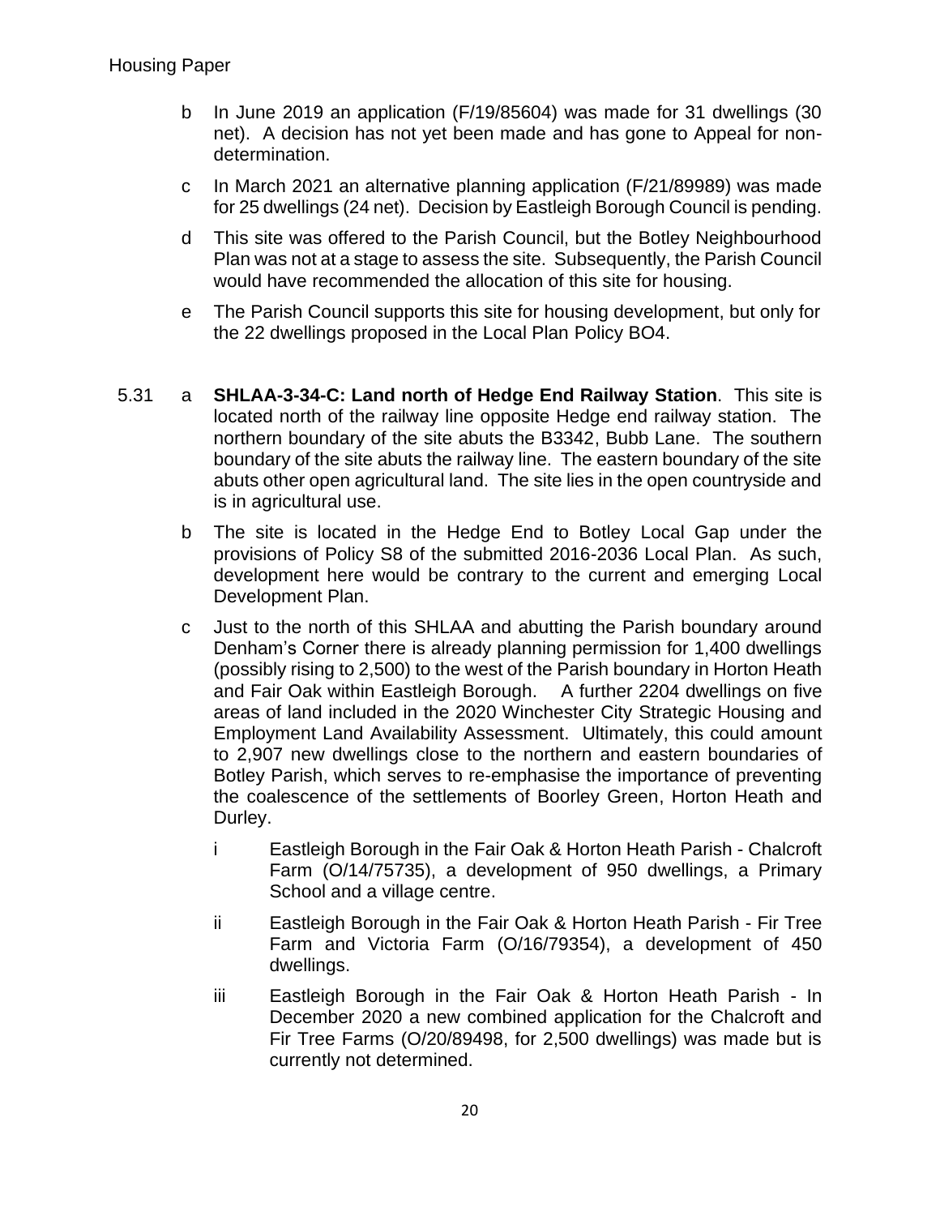b In June 2019 an application (F/19/85604) was made for 31 dwellings (30 net). A decision has not yet been made and has gone to Appeal for non-determination.

c In March 2021 an alternative planning application (F/21/89989) was made for 25 dwellings (24 net). Decision by Eastleigh Borough Council is pending.

d This site was offered to the Parish Council, but the Botley Neighbourhood Plan was not at a stage to assess the site. Subsequently, the Parish Council would have recommended the allocation of this site for housing.

e The Parish Council supports this site for housing development, but only for the 22 dwellings proposed in the Local Plan Policy BO4.

5.31 a **SHLAA-3-34-C: Land north of Hedge End Railway Station**. This site is located north of the railway line opposite Hedge end railway station. The northern boundary of the site abuts the B3342, Bubb Lane. The southern boundary of the site abuts the railway line. The eastern boundary of the site abuts other open agricultural land. The site lies in the open countryside and is in agricultural use.

b The site is located in the Hedge End to Botley Local Gap under the provisions of Policy S8 of the submitted 2016-2036 Local Plan. As such, development here would be contrary to the current and emerging Local Development Plan.

c Just to the north of this SHLAA and abutting the Parish boundary around Denham's Corner there is already planning permission for 1,400 dwellings (possibly rising to 2,500) to the west of the Parish boundary in Horton Heath and Fair Oak within Eastleigh Borough. A further 2204 dwellings on five areas of land included in the 2020 Winchester City Strategic Housing and Employment Land Availability Assessment. Ultimately, this could amount to 2,907 new dwellings close to the northern and eastern boundaries of Botley Parish, which serves to re-emphasise the importance of preventing the coalescence of the settlements of Boorley Green, Horton Heath and Durley.

i Eastleigh Borough in the Fair Oak & Horton Heath Parish - Chalcroft Farm (O/14/75735), a development of 950 dwellings, a Primary School and a village centre.

ii Eastleigh Borough in the Fair Oak & Horton Heath Parish - Fir Tree Farm and Victoria Farm (O/16/79354), a development of 450 dwellings.

iii Eastleigh Borough in the Fair Oak & Horton Heath Parish - In December 2020 a new combined application for the Chalcroft and Fir Tree Farms (O/20/89498, for 2,500 dwellings) was made but is currently not determined.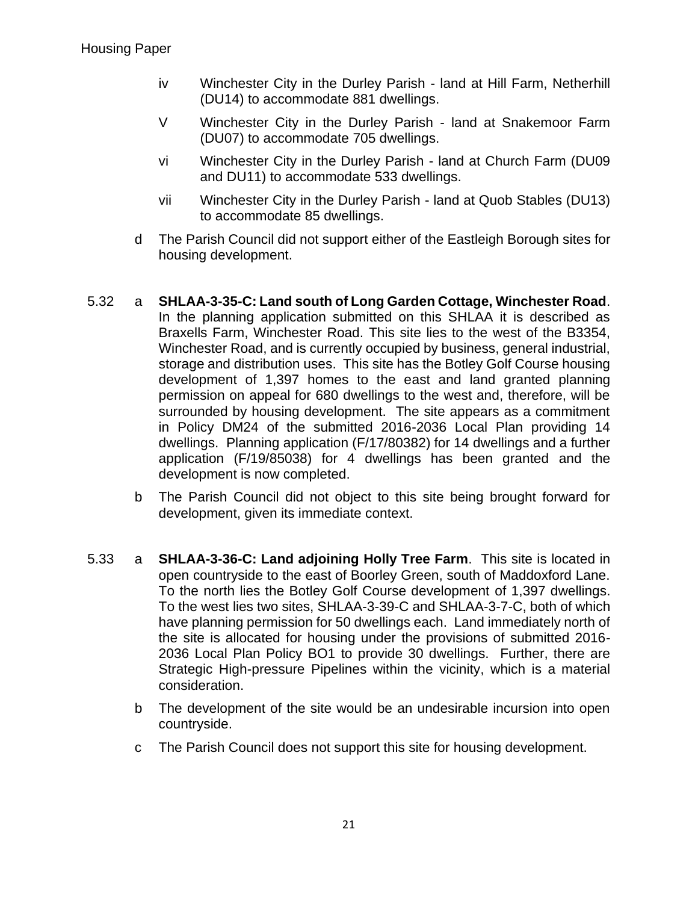iv Winchester City in the Durley Parish - land at Hill Farm, Netherhill (DU14) to accommodate 881 dwellings.

V Winchester City in the Durley Parish - land at Snakemoor Farm (DU07) to accommodate 705 dwellings.

vi Winchester City in the Durley Parish - land at Church Farm (DU09 and DU11) to accommodate 533 dwellings.

vii Winchester City in the Durley Parish - land at Quob Stables (DU13) to accommodate 85 dwellings.

d The Parish Council did not support either of the Eastleigh Borough sites for housing development.

5.32 a **SHLAA-3-35-C: Land south of Long Garden Cottage, Winchester Road**. In the planning application submitted on this SHLAA it is described as Braxells Farm, Winchester Road. This site lies to the west of the B3354, Winchester Road, and is currently occupied by business, general industrial, storage and distribution uses. This site has the Botley Golf Course housing development of 1,397 homes to the east and land granted planning permission on appeal for 680 dwellings to the west and, therefore, will be surrounded by housing development. The site appears as a commitment in Policy DM24 of the submitted 2016-2036 Local Plan providing 14 dwellings. Planning application (F/17/80382) for 14 dwellings and a further application (F/19/85038) for 4 dwellings has been granted and the development is now completed.

b The Parish Council did not object to this site being brought forward for development, given its immediate context.

5.33 a **SHLAA-3-36-C: Land adjoining Holly Tree Farm**. This site is located in open countryside to the east of Boorley Green, south of Maddoxford Lane. To the north lies the Botley Golf Course development of 1,397 dwellings. To the west lies two sites, SHLAA-3-39-C and SHLAA-3-7-C, both of which have planning permission for 50 dwellings each. Land immediately north of the site is allocated for housing under the provisions of submitted 2016-2036 Local Plan Policy BO1 to provide 30 dwellings. Further, there are Strategic High-pressure Pipelines within the vicinity, which is a material consideration.

b The development of the site would be an undesirable incursion into open countryside.

c The Parish Council does not support this site for housing development.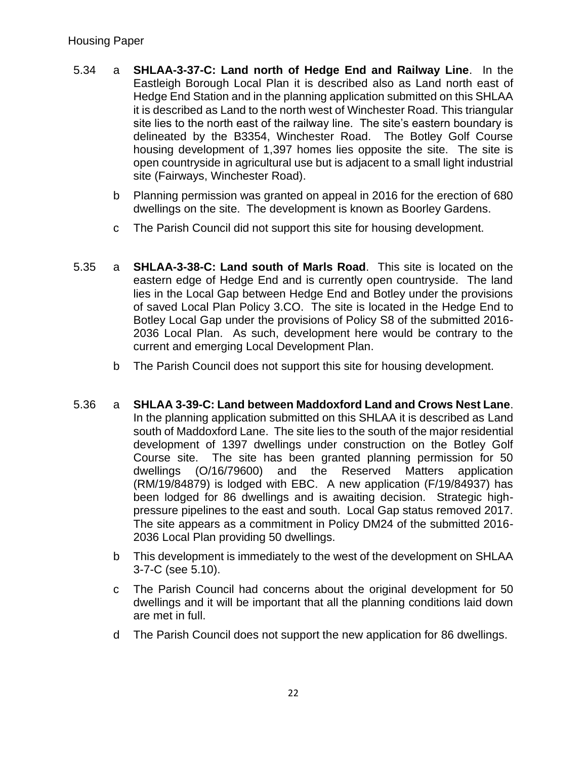5.34 a **SHLAA-3-37-C: Land north of Hedge End and Railway Line**. In the Eastleigh Borough Local Plan it is described also as Land north east of Hedge End Station and in the planning application submitted on this SHLAA it is described as Land to the north west of Winchester Road. This triangular site lies to the north east of the railway line. The site's eastern boundary is delineated by the B3354, Winchester Road. The Botley Golf Course housing development of 1,397 homes lies opposite the site. The site is open countryside in agricultural use but is adjacent to a small light industrial site (Fairways, Winchester Road).

b Planning permission was granted on appeal in 2016 for the erection of 680 dwellings on the site. The development is known as Boorley Gardens.

c The Parish Council did not support this site for housing development.

5.35 a **SHLAA-3-38-C: Land south of Marls Road**. This site is located on the eastern edge of Hedge End and is currently open countryside. The land lies in the Local Gap between Hedge End and Botley under the provisions of saved Local Plan Policy 3.CO. The site is located in the Hedge End to Botley Local Gap under the provisions of Policy S8 of the submitted 2016-2036 Local Plan. As such, development here would be contrary to the current and emerging Local Development Plan.

b The Parish Council does not support this site for housing development.

5.36 a **SHLAA 3-39-C: Land between Maddoxford Land and Crows Nest Lane**. In the planning application submitted on this SHLAA it is described as Land south of Maddoxford Lane. The site lies to the south of the major residential development of 1397 dwellings under construction on the Botley Golf Course site. The site has been granted planning permission for 50 dwellings (O/16/79600) and the Reserved Matters application (RM/19/84879) is lodged with EBC. A new application (F/19/84937) has been lodged for 86 dwellings and is awaiting decision. Strategic high-pressure pipelines to the east and south. Local Gap status removed 2017. The site appears as a commitment in Policy DM24 of the submitted 2016-2036 Local Plan providing 50 dwellings.

b This development is immediately to the west of the development on SHLAA 3-7-C (see 5.10).

c The Parish Council had concerns about the original development for 50 dwellings and it will be important that all the planning conditions laid down are met in full.

d The Parish Council does not support the new application for 86 dwellings.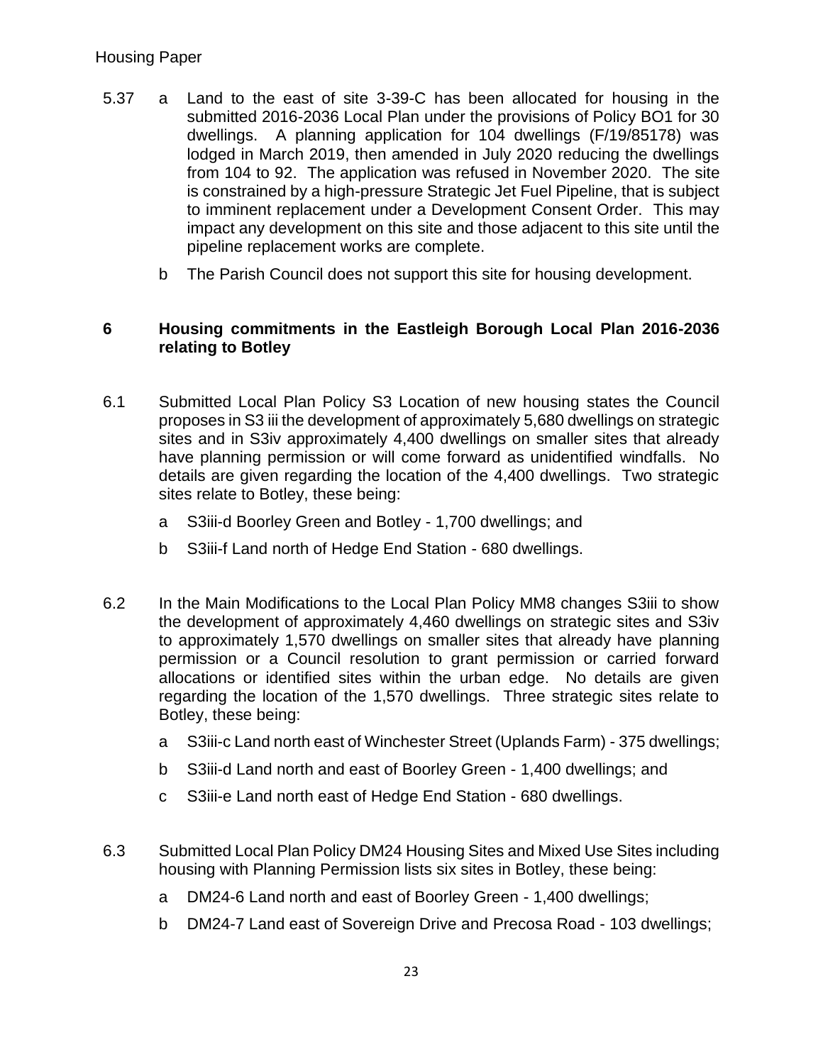5.37 a Land to the east of site 3-39-C has been allocated for housing in the submitted 2016-2036 Local Plan under the provisions of Policy BO1 for 30 dwellings. A planning application for 104 dwellings (F/19/85178) was lodged in March 2019, then amended in July 2020 reducing the dwellings from 104 to 92. The application was refused in November 2020. The site is constrained by a high-pressure Strategic Jet Fuel Pipeline, that is subject to imminent replacement under a Development Consent Order. This may impact any development on this site and those adjacent to this site until the pipeline replacement works are complete.

b The Parish Council does not support this site for housing development.

## 6 Housing commitments in the Eastleigh Borough Local Plan 2016-2036 relating to Botley

6.1 Submitted Local Plan Policy S3 Location of new housing states the Council proposes in S3 iii the development of approximately 5,680 dwellings on strategic sites and in S3iv approximately 4,400 dwellings on smaller sites that already have planning permission or will come forward as unidentified windfalls. No details are given regarding the location of the 4,400 dwellings. Two strategic sites relate to Botley, these being:

a S3iii-d Boorley Green and Botley - 1,700 dwellings; and

b S3iii-f Land north of Hedge End Station - 680 dwellings.

6.2 In the Main Modifications to the Local Plan Policy MM8 changes S3iii to show the development of approximately 4,460 dwellings on strategic sites and S3iv to approximately 1,570 dwellings on smaller sites that already have planning permission or a Council resolution to grant permission or carried forward allocations or identified sites within the urban edge. No details are given regarding the location of the 1,570 dwellings. Three strategic sites relate to Botley, these being:

a S3iii-c Land north east of Winchester Street (Uplands Farm) - 375 dwellings;

b S3iii-d Land north and east of Boorley Green - 1,400 dwellings; and

c S3iii-e Land north east of Hedge End Station - 680 dwellings.

6.3 Submitted Local Plan Policy DM24 Housing Sites and Mixed Use Sites including housing with Planning Permission lists six sites in Botley, these being:

a DM24-6 Land north and east of Boorley Green - 1,400 dwellings;

b DM24-7 Land east of Sovereign Drive and Precosa Road - 103 dwellings;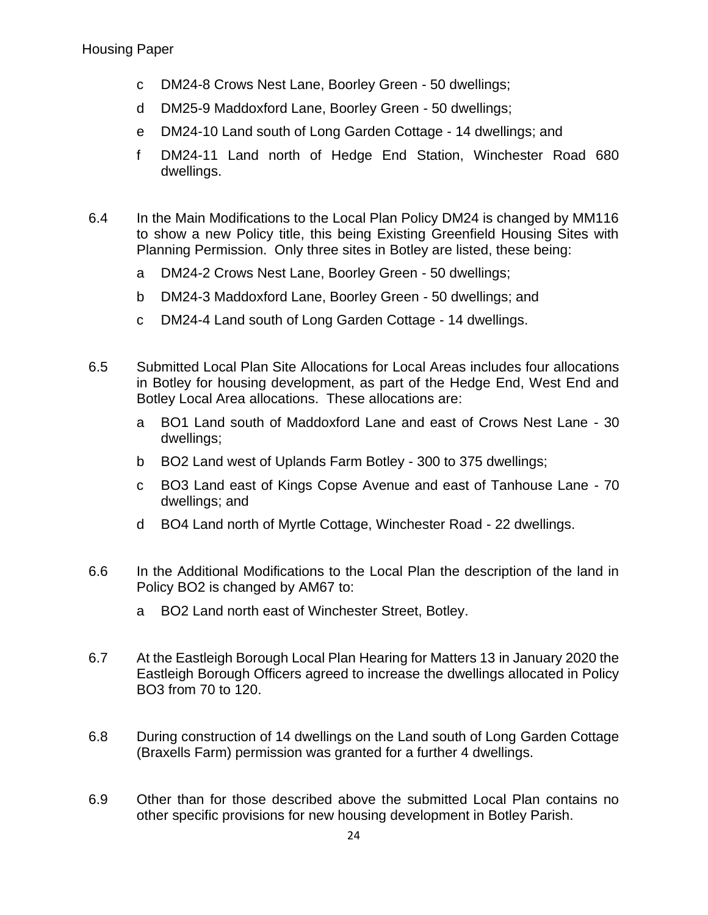c DM24-8 Crows Nest Lane, Boorley Green - 50 dwellings;

d DM25-9 Maddoxford Lane, Boorley Green - 50 dwellings;

e DM24-10 Land south of Long Garden Cottage - 14 dwellings; and

f DM24-11 Land north of Hedge End Station, Winchester Road 680 dwellings.

6.4 In the Main Modifications to the Local Plan Policy DM24 is changed by MM116 to show a new Policy title, this being Existing Greenfield Housing Sites with Planning Permission. Only three sites in Botley are listed, these being:

a DM24-2 Crows Nest Lane, Boorley Green - 50 dwellings;

b DM24-3 Maddoxford Lane, Boorley Green - 50 dwellings; and

c DM24-4 Land south of Long Garden Cottage - 14 dwellings.

6.5 Submitted Local Plan Site Allocations for Local Areas includes four allocations in Botley for housing development, as part of the Hedge End, West End and Botley Local Area allocations. These allocations are:

a BO1 Land south of Maddoxford Lane and east of Crows Nest Lane - 30 dwellings;

b BO2 Land west of Uplands Farm Botley - 300 to 375 dwellings;

c BO3 Land east of Kings Copse Avenue and east of Tanhouse Lane - 70 dwellings; and

d BO4 Land north of Myrtle Cottage, Winchester Road - 22 dwellings.

6.6 In the Additional Modifications to the Local Plan the description of the land in Policy BO2 is changed by AM67 to:

a BO2 Land north east of Winchester Street, Botley.

6.7 At the Eastleigh Borough Local Plan Hearing for Matters 13 in January 2020 the Eastleigh Borough Officers agreed to increase the dwellings allocated in Policy BO3 from 70 to 120.

6.8 During construction of 14 dwellings on the Land south of Long Garden Cottage (Braxells Farm) permission was granted for a further 4 dwellings.

6.9 Other than for those described above the submitted Local Plan contains no other specific provisions for new housing development in Botley Parish.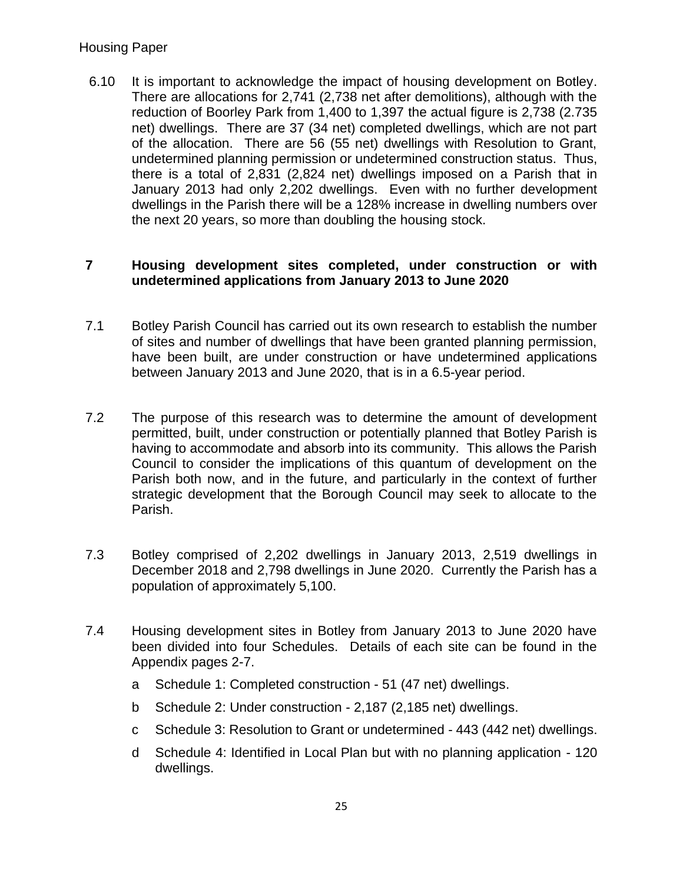6.10 It is important to acknowledge the impact of housing development on Botley. There are allocations for 2,741 (2,738 net after demolitions), although with the reduction of Boorley Park from 1,400 to 1,397 the actual figure is 2,738 (2.735 net) dwellings. There are 37 (34 net) completed dwellings, which are not part of the allocation. There are 56 (55 net) dwellings with Resolution to Grant, undetermined planning permission or undetermined construction status. Thus, there is a total of 2,831 (2,824 net) dwellings imposed on a Parish that in January 2013 had only 2,202 dwellings. Even with no further development dwellings in the Parish there will be a 128% increase in dwelling numbers over the next 20 years, so more than doubling the housing stock.

## 7 Housing development sites completed, under construction or with undetermined applications from January 2013 to June 2020

7.1 Botley Parish Council has carried out its own research to establish the number of sites and number of dwellings that have been granted planning permission, have been built, are under construction or have undetermined applications between January 2013 and June 2020, that is in a 6.5-year period.

7.2 The purpose of this research was to determine the amount of development permitted, built, under construction or potentially planned that Botley Parish is having to accommodate and absorb into its community. This allows the Parish Council to consider the implications of this quantum of development on the Parish both now, and in the future, and particularly in the context of further strategic development that the Borough Council may seek to allocate to the Parish.

7.3 Botley comprised of 2,202 dwellings in January 2013, 2,519 dwellings in December 2018 and 2,798 dwellings in June 2020. Currently the Parish has a population of approximately 5,100.

7.4 Housing development sites in Botley from January 2013 to June 2020 have been divided into four Schedules. Details of each site can be found in the Appendix pages 2-7.

a Schedule 1: Completed construction - 51 (47 net) dwellings.

b Schedule 2: Under construction - 2,187 (2,185 net) dwellings.

c Schedule 3: Resolution to Grant or undetermined - 443 (442 net) dwellings.

d Schedule 4: Identified in Local Plan but with no planning application - 120 dwellings.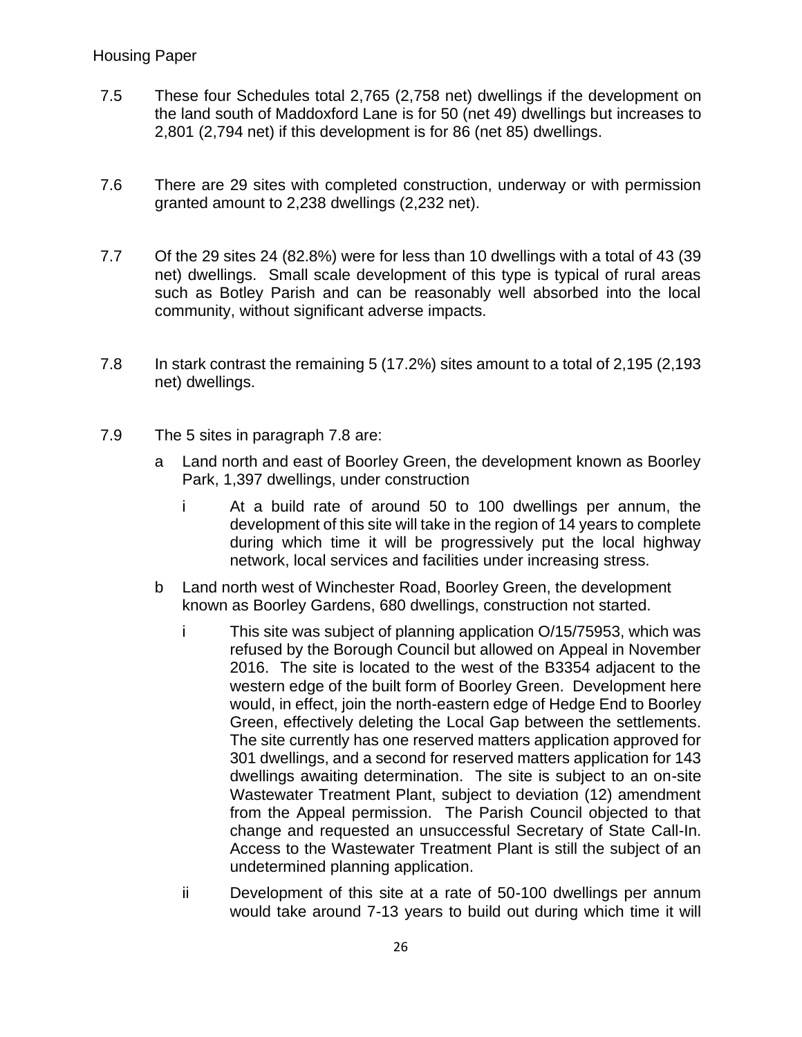7.5 These four Schedules total 2,765 (2,758 net) dwellings if the development on the land south of Maddoxford Lane is for 50 (net 49) dwellings but increases to 2,801 (2,794 net) if this development is for 86 (net 85) dwellings.

7.6 There are 29 sites with completed construction, underway or with permission granted amount to 2,238 dwellings (2,232 net).

7.7 Of the 29 sites 24 (82.8%) were for less than 10 dwellings with a total of 43 (39 net) dwellings. Small scale development of this type is typical of rural areas such as Botley Parish and can be reasonably well absorbed into the local community, without significant adverse impacts.

7.8 In stark contrast the remaining 5 (17.2%) sites amount to a total of 2,195 (2,193 net) dwellings.

7.9 The 5 sites in paragraph 7.8 are:

a Land north and east of Boorley Green, the development known as Boorley Park, 1,397 dwellings, under construction

  i At a build rate of around 50 to 100 dwellings per annum, the development of this site will take in the region of 14 years to complete during which time it will be progressively put the local highway network, local services and facilities under increasing stress.

b Land north west of Winchester Road, Boorley Green, the development known as Boorley Gardens, 680 dwellings, construction not started.

  i This site was subject of planning application O/15/75953, which was refused by the Borough Council but allowed on Appeal in November 2016. The site is located to the west of the B3354 adjacent to the western edge of the built form of Boorley Green. Development here would, in effect, join the north-eastern edge of Hedge End to Boorley Green, effectively deleting the Local Gap between the settlements. The site currently has one reserved matters application approved for 301 dwellings, and a second for reserved matters application for 143 dwellings awaiting determination. The site is subject to an on-site Wastewater Treatment Plant, subject to deviation (12) amendment from the Appeal permission. The Parish Council objected to that change and requested an unsuccessful Secretary of State Call-In. Access to the Wastewater Treatment Plant is still the subject of an undetermined planning application.

  ii Development of this site at a rate of 50-100 dwellings per annum would take around 7-13 years to build out during which time it will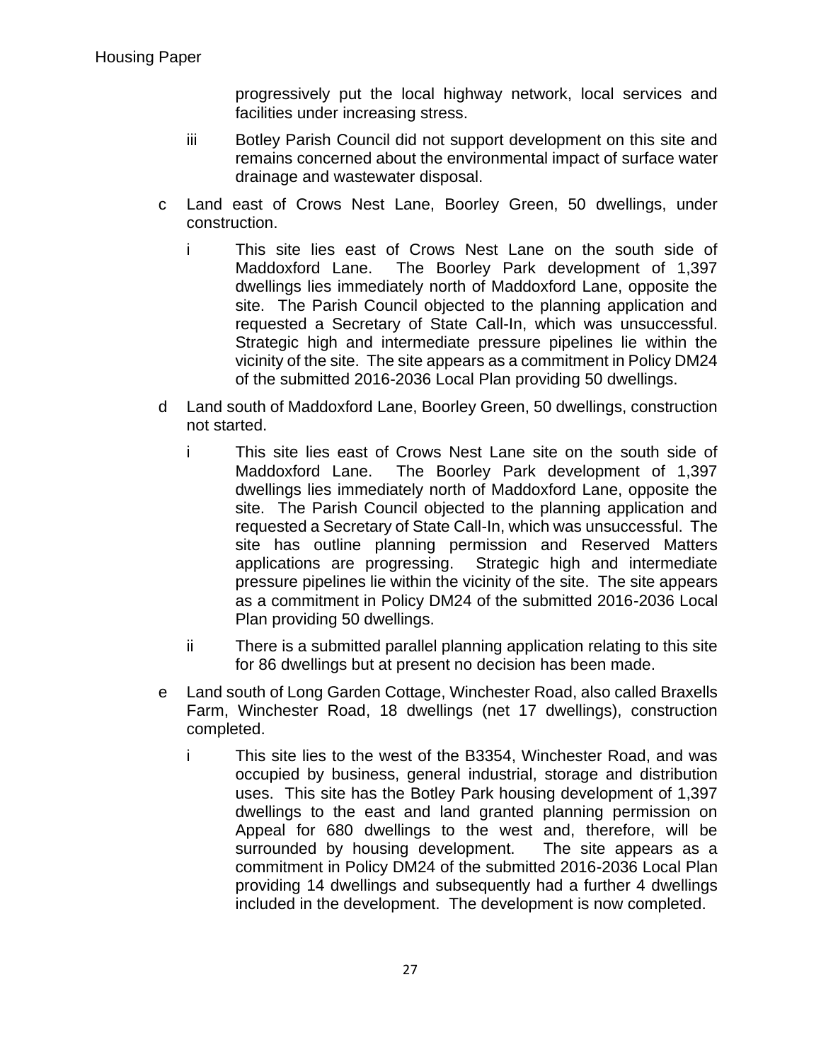progressively put the local highway network, local services and facilities under increasing stress.

iii Botley Parish Council did not support development on this site and remains concerned about the environmental impact of surface water drainage and wastewater disposal.

c Land east of Crows Nest Lane, Boorley Green, 50 dwellings, under construction.

i This site lies east of Crows Nest Lane on the south side of Maddoxford Lane. The Boorley Park development of 1,397 dwellings lies immediately north of Maddoxford Lane, opposite the site. The Parish Council objected to the planning application and requested a Secretary of State Call-In, which was unsuccessful. Strategic high and intermediate pressure pipelines lie within the vicinity of the site. The site appears as a commitment in Policy DM24 of the submitted 2016-2036 Local Plan providing 50 dwellings.

d Land south of Maddoxford Lane, Boorley Green, 50 dwellings, construction not started.

i This site lies east of Crows Nest Lane site on the south side of Maddoxford Lane. The Boorley Park development of 1,397 dwellings lies immediately north of Maddoxford Lane, opposite the site. The Parish Council objected to the planning application and requested a Secretary of State Call-In, which was unsuccessful. The site has outline planning permission and Reserved Matters applications are progressing. Strategic high and intermediate pressure pipelines lie within the vicinity of the site. The site appears as a commitment in Policy DM24 of the submitted 2016-2036 Local Plan providing 50 dwellings.

ii There is a submitted parallel planning application relating to this site for 86 dwellings but at present no decision has been made.

e Land south of Long Garden Cottage, Winchester Road, also called Braxells Farm, Winchester Road, 18 dwellings (net 17 dwellings), construction completed.

i This site lies to the west of the B3354, Winchester Road, and was occupied by business, general industrial, storage and distribution uses. This site has the Botley Park housing development of 1,397 dwellings to the east and land granted planning permission on Appeal for 680 dwellings to the west and, therefore, will be surrounded by housing development. The site appears as a commitment in Policy DM24 of the submitted 2016-2036 Local Plan providing 14 dwellings and subsequently had a further 4 dwellings included in the development. The development is now completed.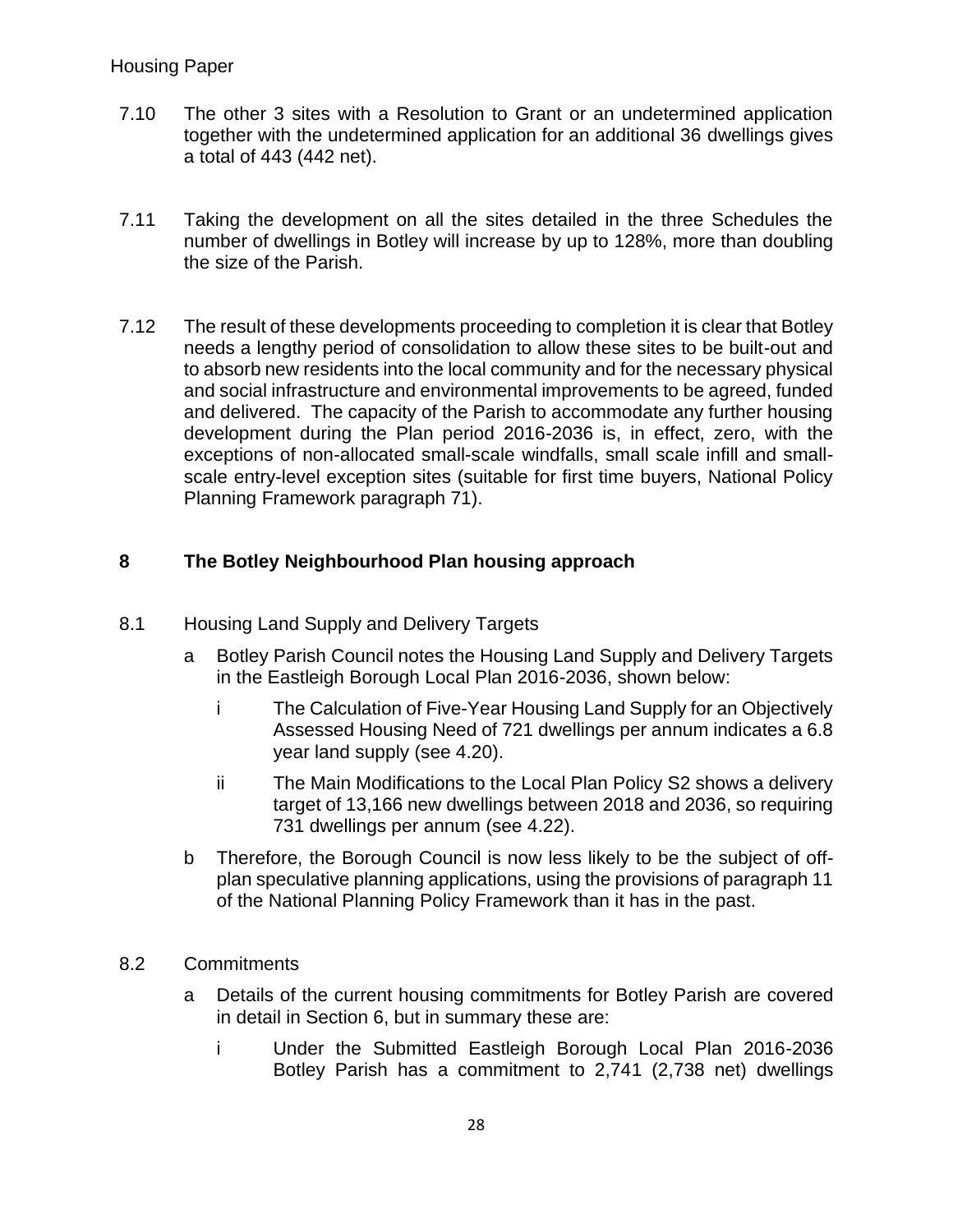7.10 The other 3 sites with a Resolution to Grant or an undetermined application together with the undetermined application for an additional 36 dwellings gives a total of 443 (442 net).

7.11 Taking the development on all the sites detailed in the three Schedules the number of dwellings in Botley will increase by up to 128%, more than doubling the size of the Parish.

7.12 The result of these developments proceeding to completion it is clear that Botley needs a lengthy period of consolidation to allow these sites to be built-out and to absorb new residents into the local community and for the necessary physical and social infrastructure and environmental improvements to be agreed, funded and delivered. The capacity of the Parish to accommodate any further housing development during the Plan period 2016-2036 is, in effect, zero, with the exceptions of non-allocated small-scale windfalls, small scale infill and small-scale entry-level exception sites (suitable for first time buyers, National Policy Planning Framework paragraph 71).

## 8 The Botley Neighbourhood Plan housing approach

8.1 Housing Land Supply and Delivery Targets

a Botley Parish Council notes the Housing Land Supply and Delivery Targets in the Eastleigh Borough Local Plan 2016-2036, shown below:

i The Calculation of Five-Year Housing Land Supply for an Objectively Assessed Housing Need of 721 dwellings per annum indicates a 6.8 year land supply (see 4.20).

ii The Main Modifications to the Local Plan Policy S2 shows a delivery target of 13,166 new dwellings between 2018 and 2036, so requiring 731 dwellings per annum (see 4.22).

b Therefore, the Borough Council is now less likely to be the subject of off-plan speculative planning applications, using the provisions of paragraph 11 of the National Planning Policy Framework than it has in the past.

8.2 Commitments

a Details of the current housing commitments for Botley Parish are covered in detail in Section 6, but in summary these are:

i Under the Submitted Eastleigh Borough Local Plan 2016-2036 Botley Parish has a commitment to 2,741 (2,738 net) dwellings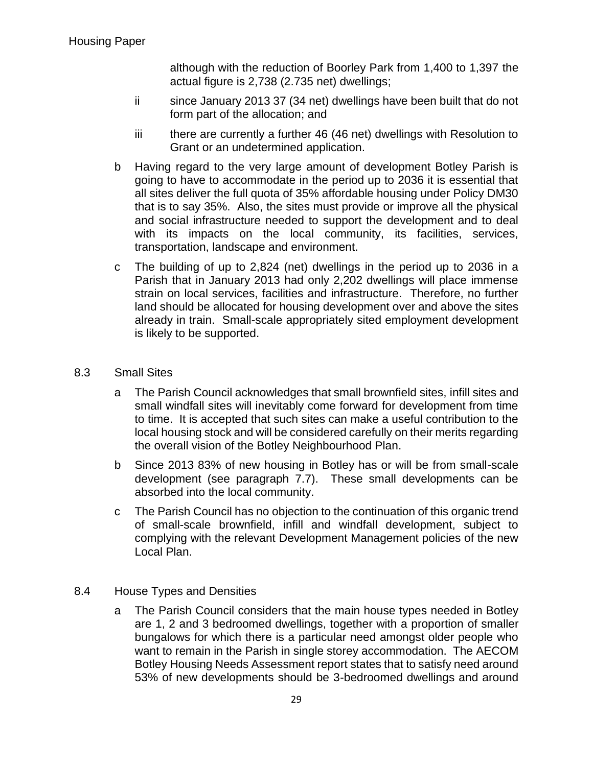although with the reduction of Boorley Park from 1,400 to 1,397 the actual figure is 2,738 (2.735 net) dwellings;

ii since January 2013 37 (34 net) dwellings have been built that do not form part of the allocation; and

iii there are currently a further 46 (46 net) dwellings with Resolution to Grant or an undetermined application.

b Having regard to the very large amount of development Botley Parish is going to have to accommodate in the period up to 2036 it is essential that all sites deliver the full quota of 35% affordable housing under Policy DM30 that is to say 35%. Also, the sites must provide or improve all the physical and social infrastructure needed to support the development and to deal with its impacts on the local community, its facilities, services, transportation, landscape and environment.

c The building of up to 2,824 (net) dwellings in the period up to 2036 in a Parish that in January 2013 had only 2,202 dwellings will place immense strain on local services, facilities and infrastructure. Therefore, no further land should be allocated for housing development over and above the sites already in train. Small-scale appropriately sited employment development is likely to be supported.

## 8.3 Small Sites

a The Parish Council acknowledges that small brownfield sites, infill sites and small windfall sites will inevitably come forward for development from time to time. It is accepted that such sites can make a useful contribution to the local housing stock and will be considered carefully on their merits regarding the overall vision of the Botley Neighbourhood Plan.

b Since 2013 83% of new housing in Botley has or will be from small-scale development (see paragraph 7.7). These small developments can be absorbed into the local community.

c The Parish Council has no objection to the continuation of this organic trend of small-scale brownfield, infill and windfall development, subject to complying with the relevant Development Management policies of the new Local Plan.

## 8.4 House Types and Densities

a The Parish Council considers that the main house types needed in Botley are 1, 2 and 3 bedroomed dwellings, together with a proportion of smaller bungalows for which there is a particular need amongst older people who want to remain in the Parish in single storey accommodation. The AECOM Botley Housing Needs Assessment report states that to satisfy need around 53% of new developments should be 3-bedroomed dwellings and around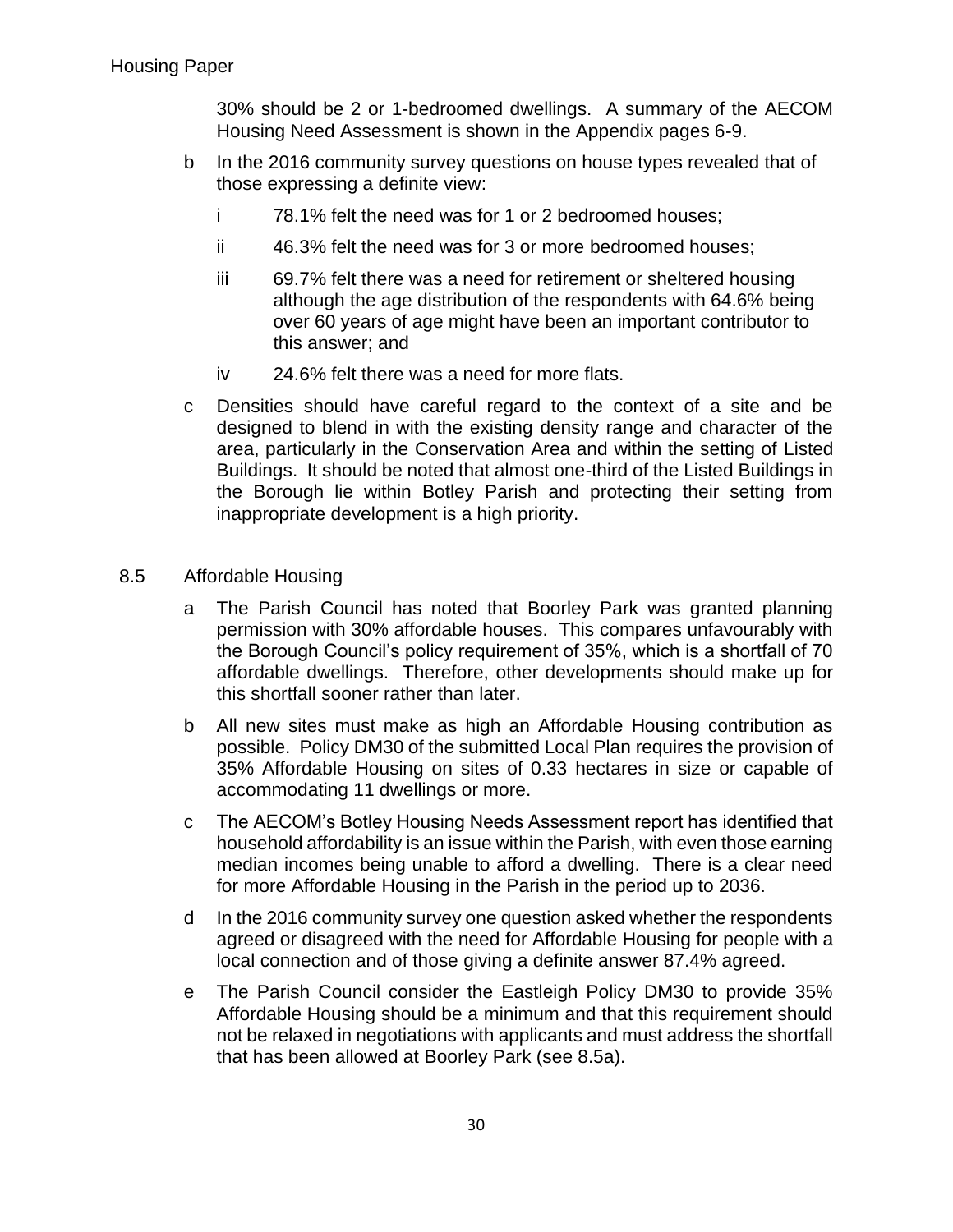30% should be 2 or 1-bedroomed dwellings. A summary of the AECOM Housing Need Assessment is shown in the Appendix pages 6-9.

b In the 2016 community survey questions on house types revealed that of those expressing a definite view:

  i 78.1% felt the need was for 1 or 2 bedroomed houses;

  ii 46.3% felt the need was for 3 or more bedroomed houses;

  iii 69.7% felt there was a need for retirement or sheltered housing although the age distribution of the respondents with 64.6% being over 60 years of age might have been an important contributor to this answer; and

  iv 24.6% felt there was a need for more flats.

c Densities should have careful regard to the context of a site and be designed to blend in with the existing density range and character of the area, particularly in the Conservation Area and within the setting of Listed Buildings. It should be noted that almost one-third of the Listed Buildings in the Borough lie within Botley Parish and protecting their setting from inappropriate development is a high priority.

## 8.5 Affordable Housing

a The Parish Council has noted that Boorley Park was granted planning permission with 30% affordable houses. This compares unfavourably with the Borough Council's policy requirement of 35%, which is a shortfall of 70 affordable dwellings. Therefore, other developments should make up for this shortfall sooner rather than later.

b All new sites must make as high an Affordable Housing contribution as possible. Policy DM30 of the submitted Local Plan requires the provision of 35% Affordable Housing on sites of 0.33 hectares in size or capable of accommodating 11 dwellings or more.

c The AECOM's Botley Housing Needs Assessment report has identified that household affordability is an issue within the Parish, with even those earning median incomes being unable to afford a dwelling. There is a clear need for more Affordable Housing in the Parish in the period up to 2036.

d In the 2016 community survey one question asked whether the respondents agreed or disagreed with the need for Affordable Housing for people with a local connection and of those giving a definite answer 87.4% agreed.

e The Parish Council consider the Eastleigh Policy DM30 to provide 35% Affordable Housing should be a minimum and that this requirement should not be relaxed in negotiations with applicants and must address the shortfall that has been allowed at Boorley Park (see 8.5a).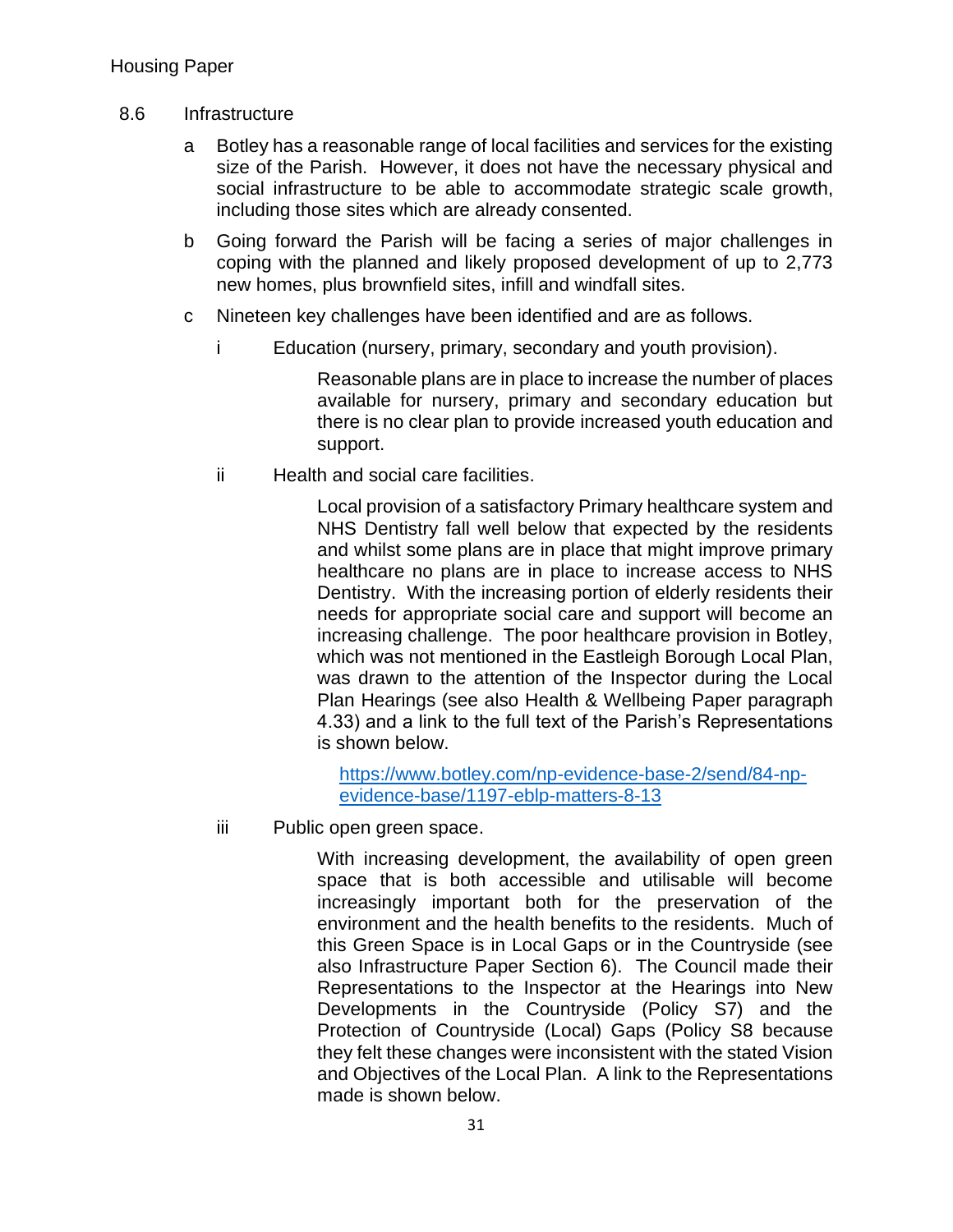8.6 Infrastructure

a. Botley has a reasonable range of local facilities and services for the existing size of the Parish. However, it does not have the necessary physical and social infrastructure to be able to accommodate strategic scale growth, including those sites which are already consented.

b. Going forward the Parish will be facing a series of major challenges in coping with the planned and likely proposed development of up to 2,773 new homes, plus brownfield sites, infill and windfall sites.

c. Nineteen key challenges have been identified and are as follows.

   i. Education (nursery, primary, secondary and youth provision).

      Reasonable plans are in place to increase the number of places available for nursery, primary and secondary education but there is no clear plan to provide increased youth education and support.

   ii. Health and social care facilities.

      Local provision of a satisfactory Primary healthcare system and NHS Dentistry fall well below that expected by the residents and whilst some plans are in place that might improve primary healthcare no plans are in place to increase access to NHS Dentistry. With the increasing portion of elderly residents their needs for appropriate social care and support will become an increasing challenge. The poor healthcare provision in Botley, which was not mentioned in the Eastleigh Borough Local Plan, was drawn to the attention of the Inspector during the Local Plan Hearings (see also Health & Wellbeing Paper paragraph 4.33) and a link to the full text of the Parish's Representations is shown below.

      https://www.botley.com/np-evidence-base-2/send/84-np-evidence-base/1197-eblp-matters-8-13

   iii. Public open green space.

      With increasing development, the availability of open green space that is both accessible and utilisable will become increasingly important both for the preservation of the environment and the health benefits to the residents. Much of this Green Space is in Local Gaps or in the Countryside (see also Infrastructure Paper Section 6). The Council made their Representations to the Inspector at the Hearings into New Developments in the Countryside (Policy S7) and the Protection of Countryside (Local) Gaps (Policy S8 because they felt these changes were inconsistent with the stated Vision and Objectives of the Local Plan. A link to the Representations made is shown below.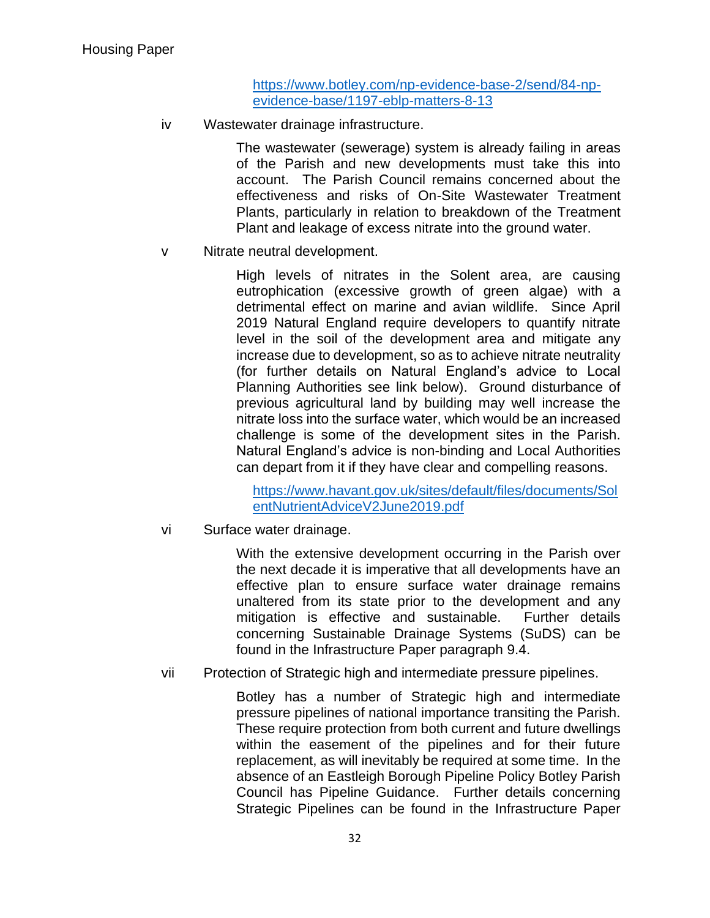https://www.botley.com/np-evidence-base-2/send/84-np-evidence-base/1197-eblp-matters-8-13

iv Wastewater drainage infrastructure.

The wastewater (sewerage) system is already failing in areas of the Parish and new developments must take this into account. The Parish Council remains concerned about the effectiveness and risks of On-Site Wastewater Treatment Plants, particularly in relation to breakdown of the Treatment Plant and leakage of excess nitrate into the ground water.

v Nitrate neutral development.

High levels of nitrates in the Solent area, are causing eutrophication (excessive growth of green algae) with a detrimental effect on marine and avian wildlife. Since April 2019 Natural England require developers to quantify nitrate level in the soil of the development area and mitigate any increase due to development, so as to achieve nitrate neutrality (for further details on Natural England's advice to Local Planning Authorities see link below). Ground disturbance of previous agricultural land by building may well increase the nitrate loss into the surface water, which would be an increased challenge is some of the development sites in the Parish. Natural England's advice is non-binding and Local Authorities can depart from it if they have clear and compelling reasons.

https://www.havant.gov.uk/sites/default/files/documents/SolentNutrientAdviceV2June2019.pdf

vi Surface water drainage.

With the extensive development occurring in the Parish over the next decade it is imperative that all developments have an effective plan to ensure surface water drainage remains unaltered from its state prior to the development and any mitigation is effective and sustainable. Further details concerning Sustainable Drainage Systems (SuDS) can be found in the Infrastructure Paper paragraph 9.4.

vii Protection of Strategic high and intermediate pressure pipelines.

Botley has a number of Strategic high and intermediate pressure pipelines of national importance transiting the Parish. These require protection from both current and future dwellings within the easement of the pipelines and for their future replacement, as will inevitably be required at some time. In the absence of an Eastleigh Borough Pipeline Policy Botley Parish Council has Pipeline Guidance. Further details concerning Strategic Pipelines can be found in the Infrastructure Paper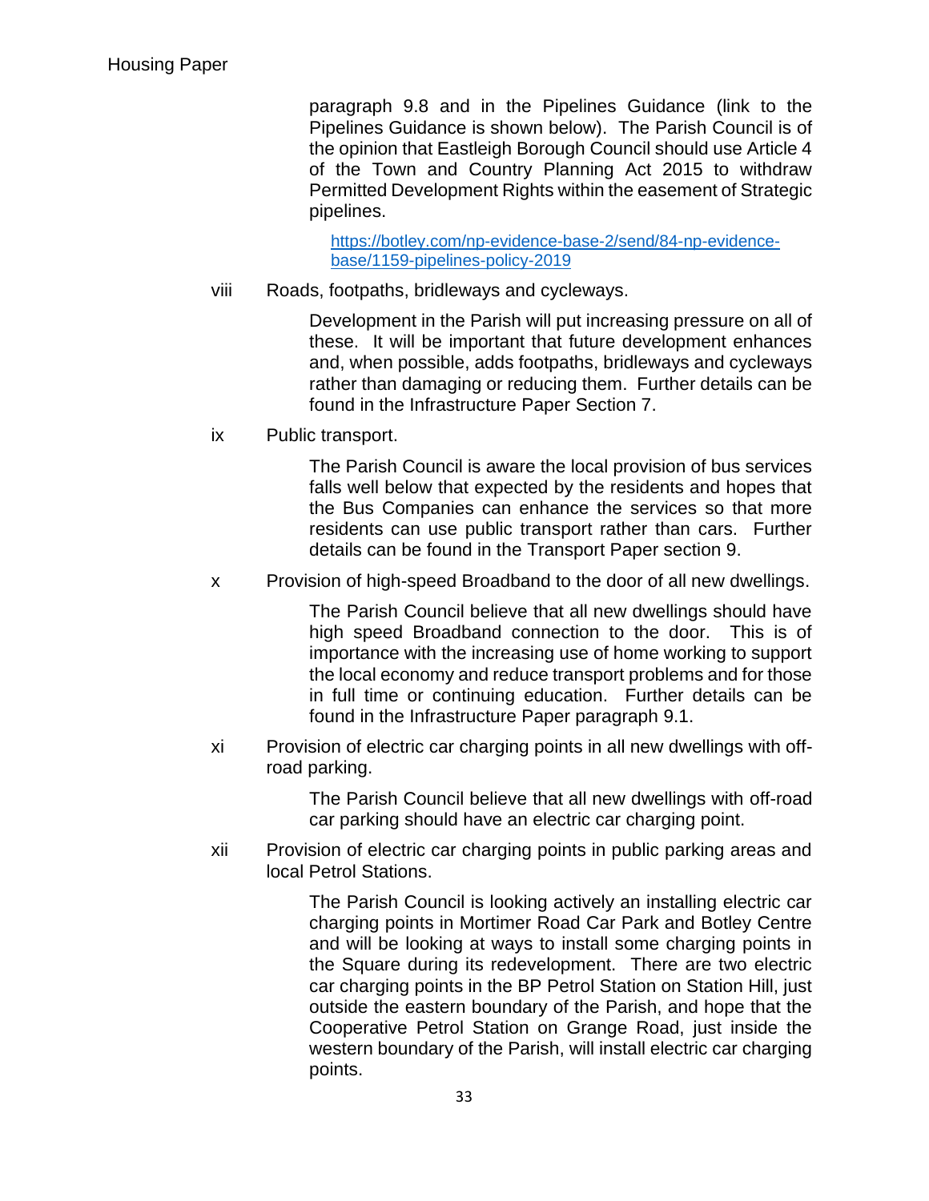paragraph 9.8 and in the Pipelines Guidance (link to the Pipelines Guidance is shown below). The Parish Council is of the opinion that Eastleigh Borough Council should use Article 4 of the Town and Country Planning Act 2015 to withdraw Permitted Development Rights within the easement of Strategic pipelines.

[https://botley.com/np-evidence-base-2/send/84-np-evidence-base/1159-pipelines-policy-2019](https://botley.com/np-evidence-base-2/send/84-np-evidence-base/1159-pipelines-policy-2019)

viii Roads, footpaths, bridleways and cycleways.

Development in the Parish will put increasing pressure on all of these. It will be important that future development enhances and, when possible, adds footpaths, bridleways and cycleways rather than damaging or reducing them. Further details can be found in the Infrastructure Paper Section 7.

ix Public transport.

The Parish Council is aware the local provision of bus services falls well below that expected by the residents and hopes that the Bus Companies can enhance the services so that more residents can use public transport rather than cars. Further details can be found in the Transport Paper section 9.

x Provision of high-speed Broadband to the door of all new dwellings.

The Parish Council believe that all new dwellings should have high speed Broadband connection to the door. This is of importance with the increasing use of home working to support the local economy and reduce transport problems and for those in full time or continuing education. Further details can be found in the Infrastructure Paper paragraph 9.1.

xi Provision of electric car charging points in all new dwellings with off-road parking.

The Parish Council believe that all new dwellings with off-road car parking should have an electric car charging point.

xii Provision of electric car charging points in public parking areas and local Petrol Stations.

The Parish Council is looking actively an installing electric car charging points in Mortimer Road Car Park and Botley Centre and will be looking at ways to install some charging points in the Square during its redevelopment. There are two electric car charging points in the BP Petrol Station on Station Hill, just outside the eastern boundary of the Parish, and hope that the Cooperative Petrol Station on Grange Road, just inside the western boundary of the Parish, will install electric car charging points.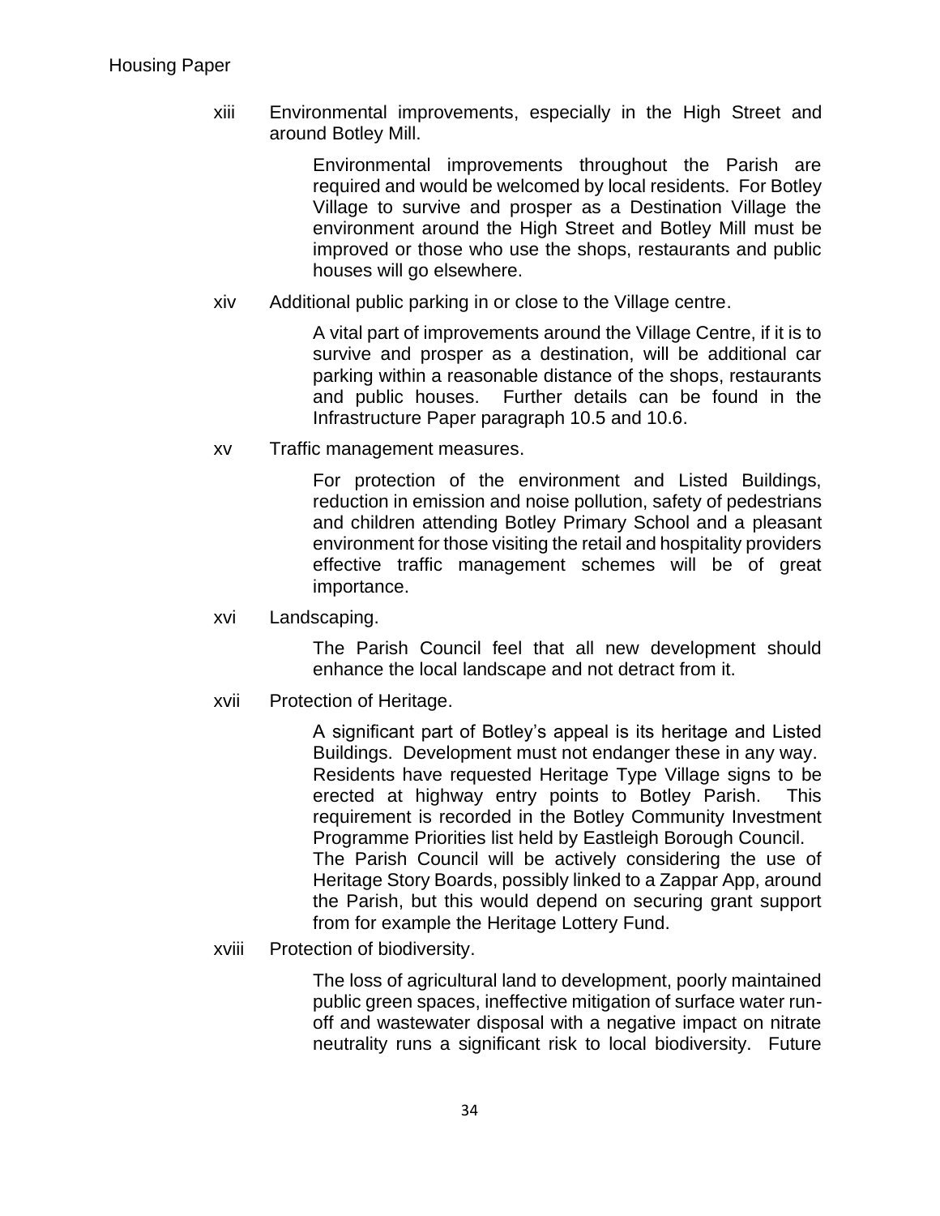xiii Environmental improvements, especially in the High Street and around Botley Mill.

Environmental improvements throughout the Parish are required and would be welcomed by local residents. For Botley Village to survive and prosper as a Destination Village the environment around the High Street and Botley Mill must be improved or those who use the shops, restaurants and public houses will go elsewhere.

xiv Additional public parking in or close to the Village centre.

A vital part of improvements around the Village Centre, if it is to survive and prosper as a destination, will be additional car parking within a reasonable distance of the shops, restaurants and public houses. Further details can be found in the Infrastructure Paper paragraph 10.5 and 10.6.

xv Traffic management measures.

For protection of the environment and Listed Buildings, reduction in emission and noise pollution, safety of pedestrians and children attending Botley Primary School and a pleasant environment for those visiting the retail and hospitality providers effective traffic management schemes will be of great importance.

xvi Landscaping.

The Parish Council feel that all new development should enhance the local landscape and not detract from it.

xvii Protection of Heritage.

A significant part of Botley's appeal is its heritage and Listed Buildings. Development must not endanger these in any way. Residents have requested Heritage Type Village signs to be erected at highway entry points to Botley Parish. This requirement is recorded in the Botley Community Investment Programme Priorities list held by Eastleigh Borough Council.
The Parish Council will be actively considering the use of Heritage Story Boards, possibly linked to a Zappar App, around the Parish, but this would depend on securing grant support from for example the Heritage Lottery Fund.

xviii Protection of biodiversity.

The loss of agricultural land to development, poorly maintained public green spaces, ineffective mitigation of surface water run-off and wastewater disposal with a negative impact on nitrate neutrality runs a significant risk to local biodiversity. Future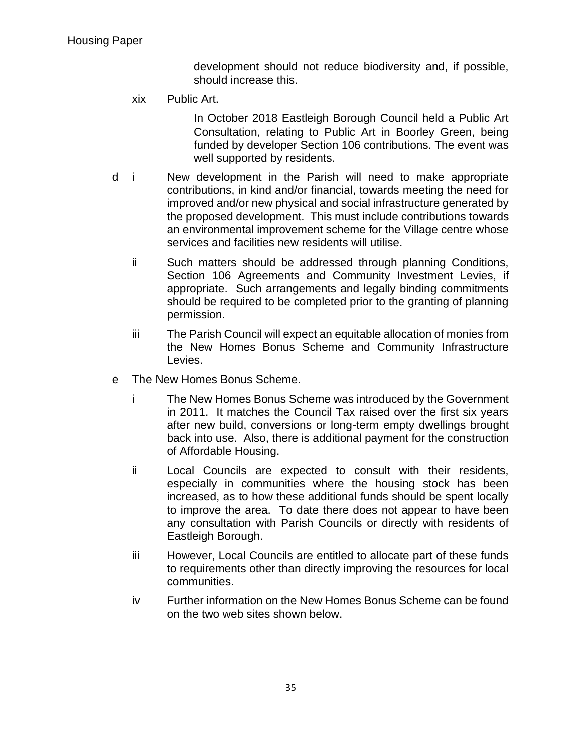development should not reduce biodiversity and, if possible, should increase this.

xix Public Art.

In October 2018 Eastleigh Borough Council held a Public Art Consultation, relating to Public Art in Boorley Green, being funded by developer Section 106 contributions. The event was well supported by residents.

d i New development in the Parish will need to make appropriate contributions, in kind and/or financial, towards meeting the need for improved and/or new physical and social infrastructure generated by the proposed development. This must include contributions towards an environmental improvement scheme for the Village centre whose services and facilities new residents will utilise.

ii Such matters should be addressed through planning Conditions, Section 106 Agreements and Community Investment Levies, if appropriate. Such arrangements and legally binding commitments should be required to be completed prior to the granting of planning permission.

iii The Parish Council will expect an equitable allocation of monies from the New Homes Bonus Scheme and Community Infrastructure Levies.

e The New Homes Bonus Scheme.

i The New Homes Bonus Scheme was introduced by the Government in 2011. It matches the Council Tax raised over the first six years after new build, conversions or long-term empty dwellings brought back into use. Also, there is additional payment for the construction of Affordable Housing.

ii Local Councils are expected to consult with their residents, especially in communities where the housing stock has been increased, as to how these additional funds should be spent locally to improve the area. To date there does not appear to have been any consultation with Parish Councils or directly with residents of Eastleigh Borough.

iii However, Local Councils are entitled to allocate part of these funds to requirements other than directly improving the resources for local communities.

iv Further information on the New Homes Bonus Scheme can be found on the two web sites shown below.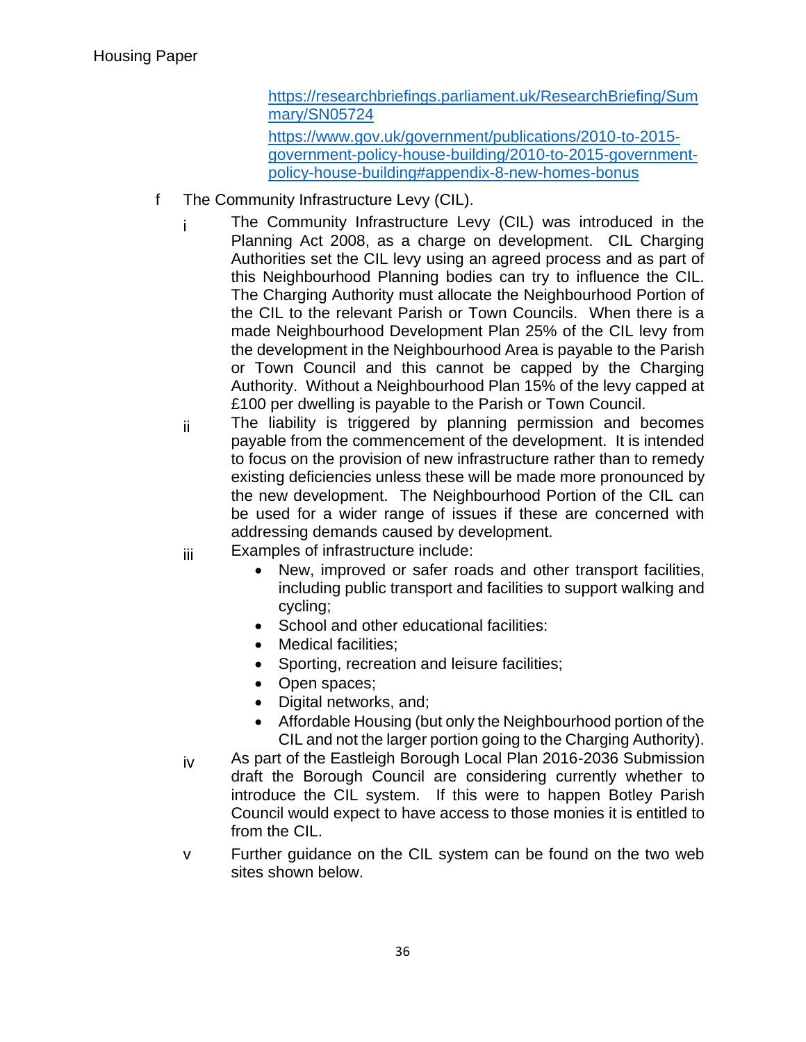https://researchbriefings.parliament.uk/ResearchBriefing/Summary/SN05724

https://www.gov.uk/government/publications/2010-to-2015-government-policy-house-building/2010-to-2015-government-policy-house-building#appendix-8-new-homes-bonus

f The Community Infrastructure Levy (CIL).

i The Community Infrastructure Levy (CIL) was introduced in the Planning Act 2008, as a charge on development. CIL Charging Authorities set the CIL levy using an agreed process and as part of this Neighbourhood Planning bodies can try to influence the CIL. The Charging Authority must allocate the Neighbourhood Portion of the CIL to the relevant Parish or Town Councils. When there is a made Neighbourhood Development Plan 25% of the CIL levy from the development in the Neighbourhood Area is payable to the Parish or Town Council and this cannot be capped by the Charging Authority. Without a Neighbourhood Plan 15% of the levy capped at £100 per dwelling is payable to the Parish or Town Council.

ii The liability is triggered by planning permission and becomes payable from the commencement of the development. It is intended to focus on the provision of new infrastructure rather than to remedy existing deficiencies unless these will be made more pronounced by the new development. The Neighbourhood Portion of the CIL can be used for a wider range of issues if these are concerned with addressing demands caused by development.

iii Examples of infrastructure include:

- New, improved or safer roads and other transport facilities, including public transport and facilities to support walking and cycling;
- School and other educational facilities:
- Medical facilities;
- Sporting, recreation and leisure facilities;
- Open spaces;
- Digital networks, and;
- Affordable Housing (but only the Neighbourhood portion of the CIL and not the larger portion going to the Charging Authority).

iv As part of the Eastleigh Borough Local Plan 2016-2036 Submission draft the Borough Council are considering currently whether to introduce the CIL system. If this were to happen Botley Parish Council would expect to have access to those monies it is entitled to from the CIL.

v Further guidance on the CIL system can be found on the two web sites shown below.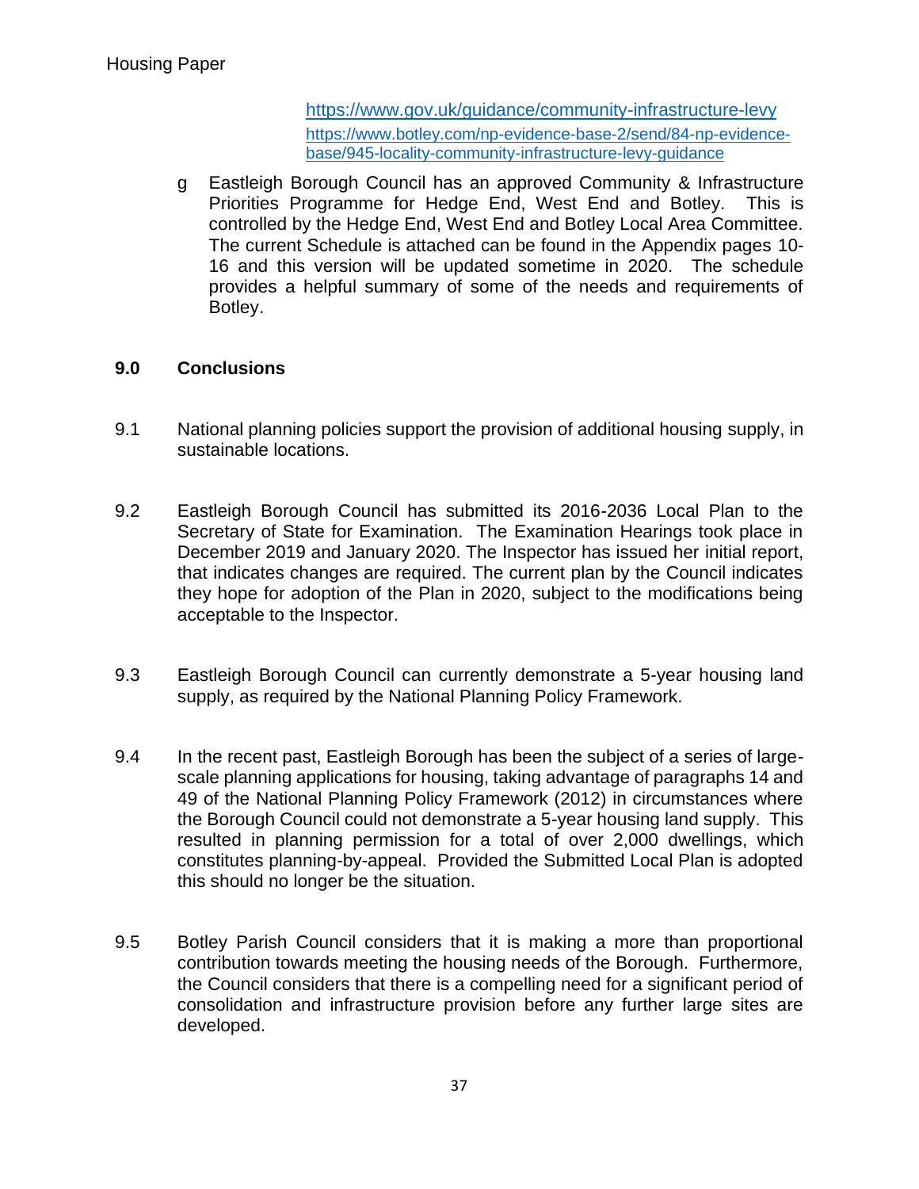https://www.gov.uk/guidance/community-infrastructure-levy
https://www.botley.com/np-evidence-base-2/send/84-np-evidence-base/945-locality-community-infrastructure-levy-guidance

g Eastleigh Borough Council has an approved Community & Infrastructure Priorities Programme for Hedge End, West End and Botley. This is controlled by the Hedge End, West End and Botley Local Area Committee. The current Schedule is attached can be found in the Appendix pages 10-16 and this version will be updated sometime in 2020. The schedule provides a helpful summary of some of the needs and requirements of Botley.

## 9.0 Conclusions

9.1 National planning policies support the provision of additional housing supply, in sustainable locations.

9.2 Eastleigh Borough Council has submitted its 2016-2036 Local Plan to the Secretary of State for Examination. The Examination Hearings took place in December 2019 and January 2020. The Inspector has issued her initial report, that indicates changes are required. The current plan by the Council indicates they hope for adoption of the Plan in 2020, subject to the modifications being acceptable to the Inspector.

9.3 Eastleigh Borough Council can currently demonstrate a 5-year housing land supply, as required by the National Planning Policy Framework.

9.4 In the recent past, Eastleigh Borough has been the subject of a series of large-scale planning applications for housing, taking advantage of paragraphs 14 and 49 of the National Planning Policy Framework (2012) in circumstances where the Borough Council could not demonstrate a 5-year housing land supply. This resulted in planning permission for a total of over 2,000 dwellings, which constitutes planning-by-appeal. Provided the Submitted Local Plan is adopted this should no longer be the situation.

9.5 Botley Parish Council considers that it is making a more than proportional contribution towards meeting the housing needs of the Borough. Furthermore, the Council considers that there is a compelling need for a significant period of consolidation and infrastructure provision before any further large sites are developed.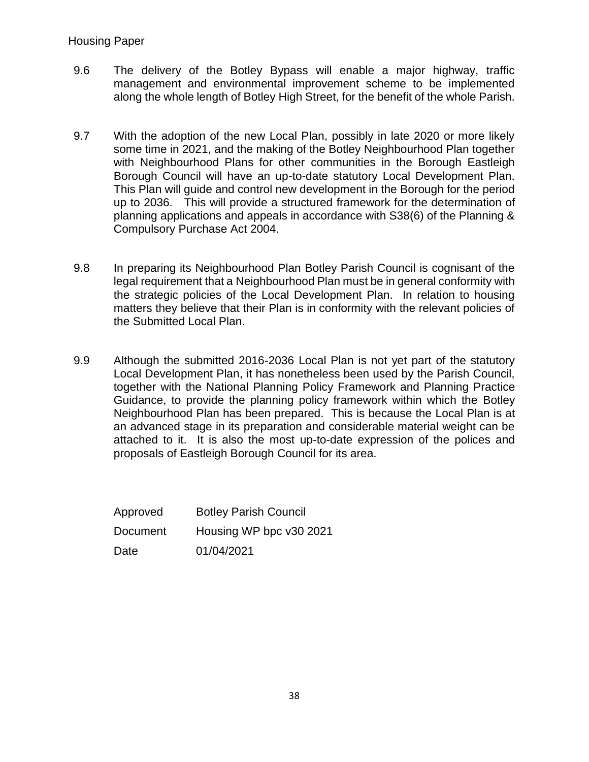9.6 The delivery of the Botley Bypass will enable a major highway, traffic management and environmental improvement scheme to be implemented along the whole length of Botley High Street, for the benefit of the whole Parish.

9.7 With the adoption of the new Local Plan, possibly in late 2020 or more likely some time in 2021, and the making of the Botley Neighbourhood Plan together with Neighbourhood Plans for other communities in the Borough Eastleigh Borough Council will have an up-to-date statutory Local Development Plan. This Plan will guide and control new development in the Borough for the period up to 2036. This will provide a structured framework for the determination of planning applications and appeals in accordance with S38(6) of the Planning & Compulsory Purchase Act 2004.

9.8 In preparing its Neighbourhood Plan Botley Parish Council is cognisant of the legal requirement that a Neighbourhood Plan must be in general conformity with the strategic policies of the Local Development Plan. In relation to housing matters they believe that their Plan is in conformity with the relevant policies of the Submitted Local Plan.

9.9 Although the submitted 2016-2036 Local Plan is not yet part of the statutory Local Development Plan, it has nonetheless been used by the Parish Council, together with the National Planning Policy Framework and Planning Practice Guidance, to provide the planning policy framework within which the Botley Neighbourhood Plan has been prepared. This is because the Local Plan is at an advanced stage in its preparation and considerable material weight can be attached to it. It is also the most up-to-date expression of the polices and proposals of Eastleigh Borough Council for its area.

| | |
|---|---|
| Approved | Botley Parish Council |
| Document | Housing WP bpc v30 2021 |
| Date | 01/04/2021 |